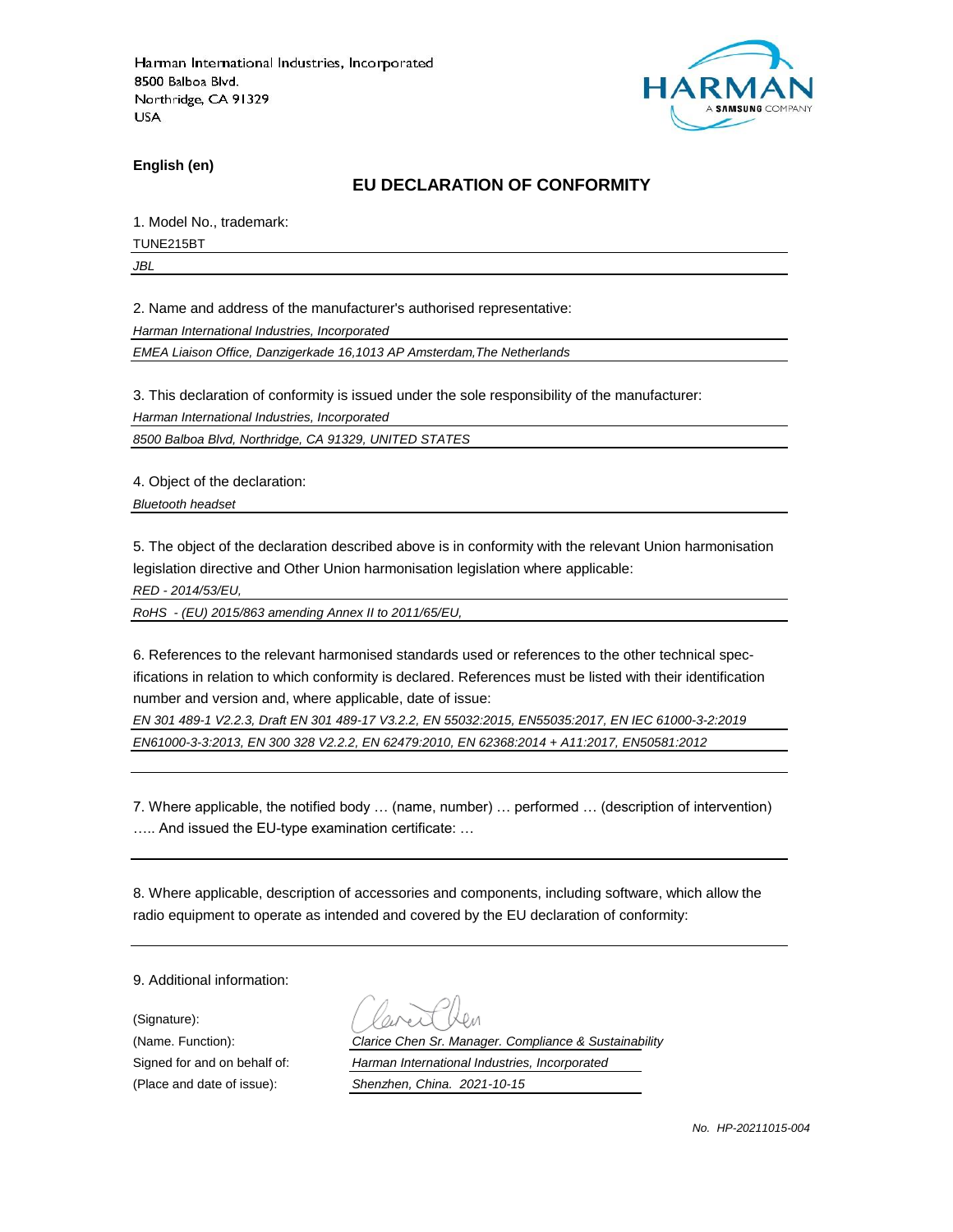Harman International Industries, Incorporated
8500 Balboa Blvd.
Northridge, CA 91329
USA

**English (en)**

## EU DECLARATION OF CONFORMITY

1. Model No., trademark:

TUNE215BT

*JBL*

2. Name and address of the manufacturer's authorised representative:

*Harman International Industries, Incorporated*

*EMEA Liaison Office, Danzigerkade 16,1013 AP Amsterdam,The Netherlands*

3. This declaration of conformity is issued under the sole responsibility of the manufacturer:

*Harman International Industries, Incorporated*

*8500 Balboa Blvd, Northridge, CA 91329, UNITED STATES*

4. Object of the declaration:

*Bluetooth headset*

5. The object of the declaration described above is in conformity with the relevant Union harmonisation legislation directive and Other Union harmonisation legislation where applicable:

*RED - 2014/53/EU,*

*RoHS - (EU) 2015/863 amending Annex II to 2011/65/EU,*

6. References to the relevant harmonised standards used or references to the other technical specifications in relation to which conformity is declared. References must be listed with their identification number and version and, where applicable, date of issue:

*EN 301 489-1 V2.2.3, Draft EN 301 489-17 V3.2.2, EN 55032:2015, EN55035:2017, EN IEC 61000-3-2:2019*

*EN61000-3-3:2013, EN 300 328 V2.2.2, EN 62479:2010, EN 62368:2014 + A11:2017, EN50581:2012*

7. Where applicable, the notified body … (name, number) … performed … (description of intervention) ….. And issued the EU-type examination certificate: …

8. Where applicable, description of accessories and components, including software, which allow the radio equipment to operate as intended and covered by the EU declaration of conformity:

9. Additional information:

(Signature):

(Name. Function): *Clarice Chen Sr. Manager. Compliance & Sustainability*

Signed for and on behalf of: *Harman International Industries, Incorporated*

(Place and date of issue): *Shenzhen, China. 2021-10-15*

*No. HP-20211015-004*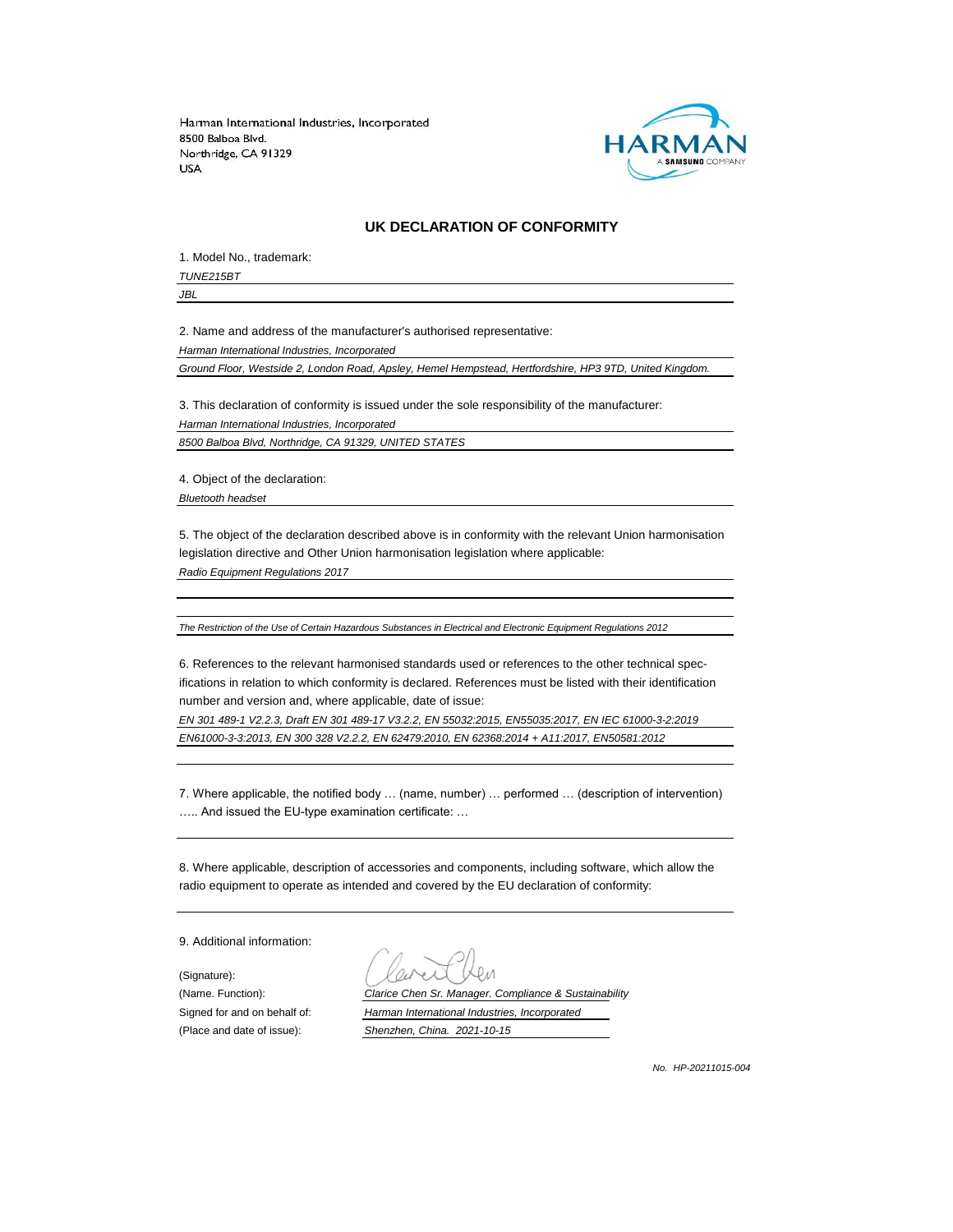Harman International Industries, Incorporated
8500 Balboa Blvd.
Northridge, CA 91329
USA

## UK DECLARATION OF CONFORMITY

1. Model No., trademark:

*TUNE215BT*

*JBL*

2. Name and address of the manufacturer's authorised representative:

*Harman International Industries, Incorporated*

*Ground Floor, Westside 2, London Road, Apsley, Hemel Hempstead, Hertfordshire, HP3 9TD, United Kingdom.*

3. This declaration of conformity is issued under the sole responsibility of the manufacturer:

*Harman International Industries, Incorporated*

*8500 Balboa Blvd, Northridge, CA 91329, UNITED STATES*

4. Object of the declaration:

*Bluetooth headset*

5. The object of the declaration described above is in conformity with the relevant Union harmonisation legislation directive and Other Union harmonisation legislation where applicable:

*Radio Equipment Regulations 2017*

*The Restriction of the Use of Certain Hazardous Substances in Electrical and Electronic Equipment Regulations 2012*

6. References to the relevant harmonised standards used or references to the other technical specifications in relation to which conformity is declared. References must be listed with their identification number and version and, where applicable, date of issue:

*EN 301 489-1 V2.2.3, Draft EN 301 489-17 V3.2.2, EN 55032:2015, EN55035:2017, EN IEC 61000-3-2:2019*

*EN61000-3-3:2013, EN 300 328 V2.2.2, EN 62479:2010, EN 62368:2014 + A11:2017, EN50581:2012*

7. Where applicable, the notified body … (name, number) … performed … (description of intervention) ….. And issued the EU-type examination certificate: …

8. Where applicable, description of accessories and components, including software, which allow the radio equipment to operate as intended and covered by the EU declaration of conformity:

9. Additional information:

(Signature):

(Name. Function): *Clarice Chen Sr. Manager. Compliance & Sustainability*

Signed for and on behalf of: *Harman International Industries, Incorporated*

(Place and date of issue): *Shenzhen, China. 2021-10-15*

*No. HP-20211015-004*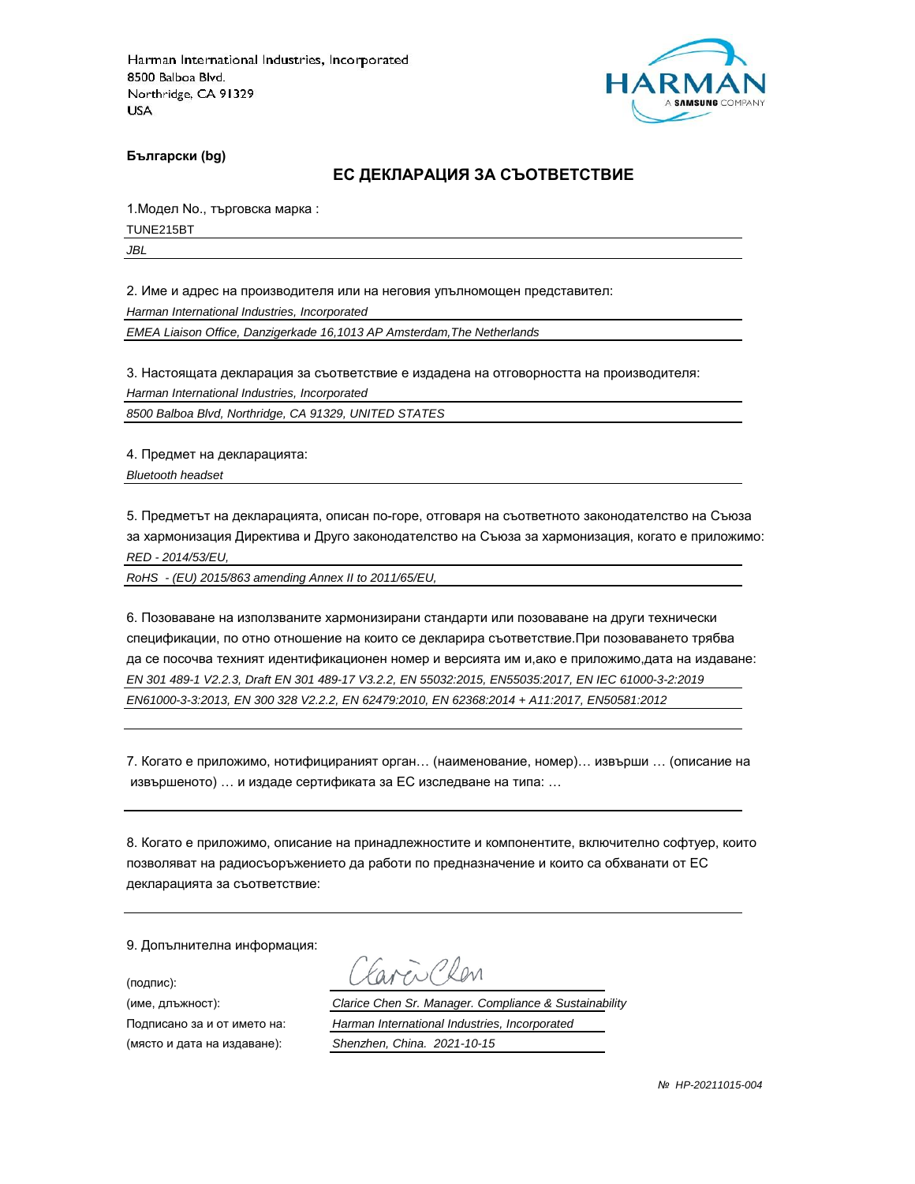Harman International Industries, Incorporated
8500 Balboa Blvd.
Northridge, CA 91329
USA

**Български (bg)**

## **ЕС ДЕКЛАРАЦИЯ ЗА СЪОТВЕТСТВИЕ**

1.Модел No., търговска марка :

TUNE215BT

*JBL*

2. Име и адрес на производителя или на неговия упълномощен представител:

*Harman International Industries, Incorporated*

*EMEA Liaison Office, Danzigerkade 16,1013 AP Amsterdam,The Netherlands*

3. Настоящата декларация за съответствие е издадена на отговорността на производителя:

*Harman International Industries, Incorporated*

*8500 Balboa Blvd, Northridge, CA 91329, UNITED STATES*

4. Предмет на декларацията:

*Bluetooth headset*

5. Предметът на декларацията, описан по-горе, отговаря на съответното законодателство на Съюза за хармонизация Директива и Друго законодателство на Съюза за хармонизация, когато е приложимо:

*RED - 2014/53/EU,*

*RoHS - (EU) 2015/863 amending Annex II to 2011/65/EU,*

6. Позоваване на използваните хармонизирани стандарти или позоваване на други технически спецификации, по отно отношение на които се декларира съответствие.При позоваването трябва да се посочва техният идентификационен номер и версията им и,ако е приложимо,дата на издаване:

*EN 301 489-1 V2.2.3, Draft EN 301 489-17 V3.2.2, EN 55032:2015, EN55035:2017, EN IEC 61000-3-2:2019*

*EN61000-3-3:2013, EN 300 328 V2.2.2, EN 62479:2010, EN 62368:2014 + A11:2017, EN50581:2012*

7. Когато е приложимо, нотифицираният орган… (наименование, номер)… извърши … (описание на извършеното) … и издаде сертификата за ЕС изследване на типа: …

8. Когато е приложимо, описание на принадлежностите и компонентите, включително софтуер, които позволяват на радиосъоръжението да работи по предназначение и които са обхванати от ЕС декларацията за съответствие:

9. Допълнителна информация:

(подпис):

(име, длъжност): *Clarice Chen Sr. Manager. Compliance & Sustainability*

Подписано за и от името на: *Harman International Industries, Incorporated*

(място и дата на издаване): *Shenzhen, China. 2021-10-15*

*№ HP-20211015-004*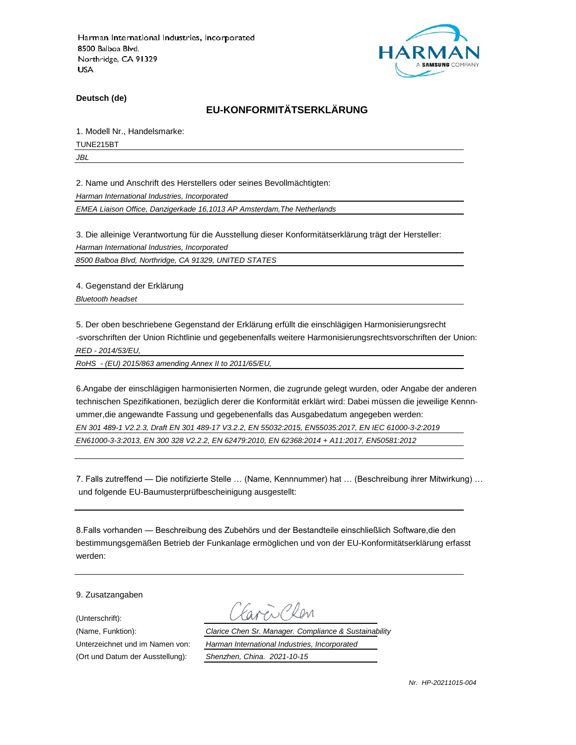Harman International Industries, Incorporated
8500 Balboa Blvd.
Northridge, CA 91329
USA

HARMAN
A SAMSUNG COMPANY

**Deutsch (de)**

## EU-KONFORMITÄTSERKLÄRUNG

1. Modell Nr., Handelsmarke:

TUNE215BT

*JBL*

2. Name und Anschrift des Herstellers oder seines Bevollmächtigten:

*Harman International Industries, Incorporated*

*EMEA Liaison Office, Danzigerkade 16,1013 AP Amsterdam,The Netherlands*

3. Die alleinige Verantwortung für die Ausstellung dieser Konformitätserklärung trägt der Hersteller:

*Harman International Industries, Incorporated*

*8500 Balboa Blvd, Northridge, CA 91329, UNITED STATES*

4. Gegenstand der Erklärung

*Bluetooth headset*

5. Der oben beschriebene Gegenstand der Erklärung erfüllt die einschlägigen Harmonisierungsrecht -svorschriften der Union Richtlinie und gegebenenfalls weitere Harmonisierungsrechtsvorschriften der Union:

*RED - 2014/53/EU,*

*RoHS - (EU) 2015/863 amending Annex II to 2011/65/EU,*

6.Angabe der einschlägigen harmonisierten Normen, die zugrunde gelegt wurden, oder Angabe der anderen technischen Spezifikationen, bezüglich derer die Konformität erklärt wird: Dabei müssen die jeweilige Kennnummer,die angewandte Fassung und gegebenenfalls das Ausgabedatum angegeben werden:

*EN 301 489-1 V2.2.3, Draft EN 301 489-17 V3.2.2, EN 55032:2015, EN55035:2017, EN IEC 61000-3-2:2019*

*EN61000-3-3:2013, EN 300 328 V2.2.2, EN 62479:2010, EN 62368:2014 + A11:2017, EN50581:2012*

7. Falls zutreffend — Die notifizierte Stelle … (Name, Kennnummer) hat … (Beschreibung ihrer Mitwirkung) … und folgende EU-Baumusterprüfbescheinigung ausgestellt:

8.Falls vorhanden — Beschreibung des Zubehörs und der Bestandteile einschließlich Software,die den bestimmungsgemäßen Betrieb der Funkanlage ermöglichen und von der EU-Konformitätserklärung erfasst werden:

9. Zusatzangaben

(Unterschrift): Clarice Chen

(Name, Funktion): *Clarice Chen Sr. Manager. Compliance & Sustainability*

Unterzeichnet und im Namen von: *Harman International Industries, Incorporated*

(Ort und Datum der Ausstellung): *Shenzhen, China. 2021-10-15*

*Nr. HP-20211015-004*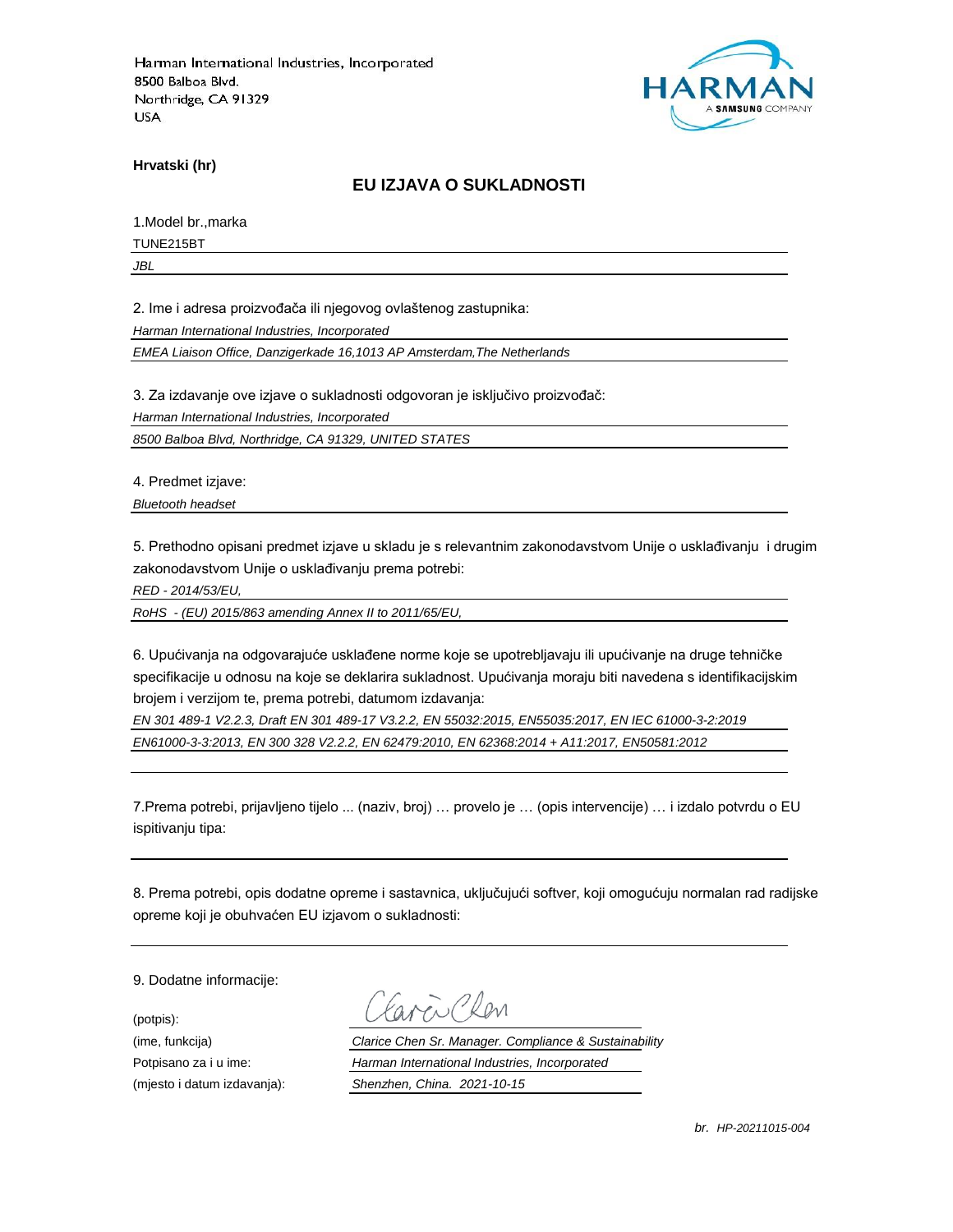Harman International Industries, Incorporated
8500 Balboa Blvd.
Northridge, CA 91329
USA

HARMAN
A SAMSUNG COMPANY

**Hrvatski (hr)**

## EU IZJAVA O SUKLADNOSTI

1.Model br.,marka

TUNE215BT

*JBL*

2. Ime i adresa proizvođača ili njegovog ovlaštenog zastupnika:

*Harman International Industries, Incorporated*

*EMEA Liaison Office, Danzigerkade 16,1013 AP Amsterdam,The Netherlands*

3. Za izdavanje ove izjave o sukladnosti odgovoran je isključivo proizvođač:

*Harman International Industries, Incorporated*

*8500 Balboa Blvd, Northridge, CA 91329, UNITED STATES*

4. Predmet izjave:

*Bluetooth headset*

5. Prethodno opisani predmet izjave u skladu je s relevantnim zakonodavstvom Unije o usklađivanju i drugim zakonodavstvom Unije o usklađivanju prema potrebi:

*RED - 2014/53/EU,*

*RoHS - (EU) 2015/863 amending Annex II to 2011/65/EU,*

6. Upućivanja na odgovarajuće usklađene norme koje se upotrebljavaju ili upućivanje na druge tehničke specifikacije u odnosu na koje se deklarira sukladnost. Upućivanja moraju biti navedena s identifikacijskim brojem i verzijom te, prema potrebi, datumom izdavanja:

*EN 301 489-1 V2.2.3, Draft EN 301 489-17 V3.2.2, EN 55032:2015, EN55035:2017, EN IEC 61000-3-2:2019*

*EN61000-3-3:2013, EN 300 328 V2.2.2, EN 62479:2010, EN 62368:2014 + A11:2017, EN50581:2012*

7.Prema potrebi, prijavljeno tijelo ... (naziv, broj) … provelo je … (opis intervencije) … i izdalo potvrdu o EU ispitivanju tipa:

8. Prema potrebi, opis dodatne opreme i sastavnica, uključujući softver, koji omogućuju normalan rad radijske opreme koji je obuhvaćen EU izjavom o sukladnosti:

9. Dodatne informacije:

(potpis): Clarice Chen

(ime, funkcija): *Clarice Chen Sr. Manager. Compliance & Sustainability*

Potpisano za i u ime: *Harman International Industries, Incorporated*

(mjesto i datum izdavanja): *Shenzhen, China. 2021-10-15*

*br. HP-20211015-004*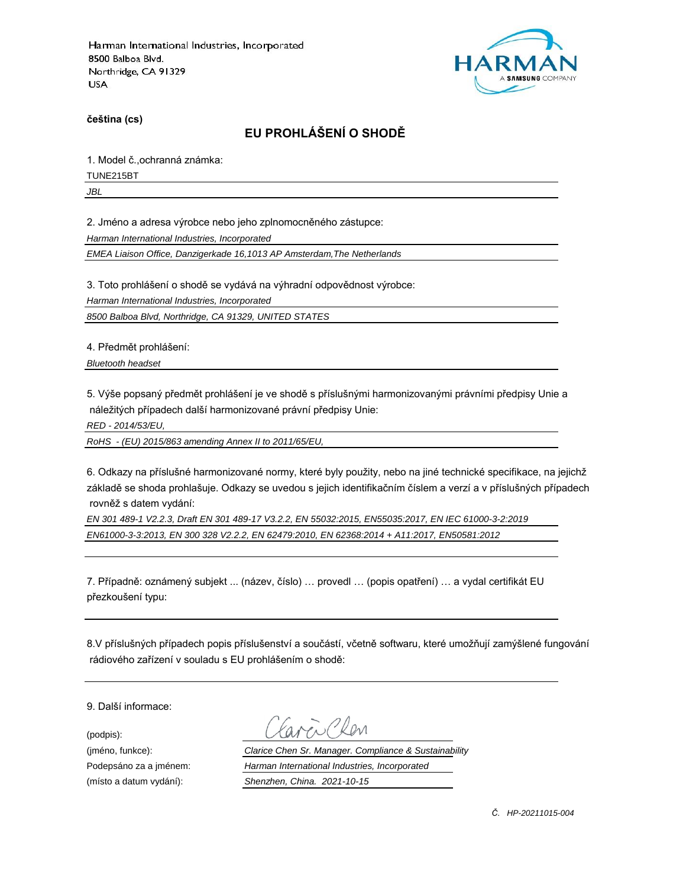Harman International Industries, Incorporated
8500 Balboa Blvd.
Northridge, CA 91329
USA

HARMAN
A SAMSUNG COMPANY

**čeština (cs)**

## EU PROHLÁŠENÍ O SHODĚ

1. Model č.,ochranná známka:

TUNE215BT

*JBL*

2. Jméno a adresa výrobce nebo jeho zplnomocněného zástupce:

*Harman International Industries, Incorporated*

*EMEA Liaison Office, Danzigerkade 16,1013 AP Amsterdam,The Netherlands*

3. Toto prohlášení o shodě se vydává na výhradní odpovědnost výrobce:

*Harman International Industries, Incorporated*

*8500 Balboa Blvd, Northridge, CA 91329, UNITED STATES*

4. Předmět prohlášení:

*Bluetooth headset*

5. Výše popsaný předmět prohlášení je ve shodě s příslušnými harmonizovanými právními předpisy Unie a náležitých případech další harmonizované právní předpisy Unie:

*RED - 2014/53/EU,*

*RoHS - (EU) 2015/863 amending Annex II to 2011/65/EU,*

6. Odkazy na příslušné harmonizované normy, které byly použity, nebo na jiné technické specifikace, na jejichž základě se shoda prohlašuje. Odkazy se uvedou s jejich identifikačním číslem a verzí a v příslušných případech rovněž s datem vydání:

*EN 301 489-1 V2.2.3, Draft EN 301 489-17 V3.2.2, EN 55032:2015, EN55035:2017, EN IEC 61000-3-2:2019*

*EN61000-3-3:2013, EN 300 328 V2.2.2, EN 62479:2010, EN 62368:2014 + A11:2017, EN50581:2012*

7. Případně: oznámený subjekt ... (název, číslo) … provedl … (popis opatření) … a vydal certifikát EU přezkoušení typu:

8.V příslušných případech popis příslušenství a součástí, včetně softwaru, které umožňují zamýšlené fungování rádiového zařízení v souladu s EU prohlášením o shodě:

9. Další informace:

(podpis): Clarice Chen

(jméno, funkce): *Clarice Chen Sr. Manager. Compliance & Sustainability*

Podepsáno za a jménem: *Harman International Industries, Incorporated*

(místo a datum vydání): *Shenzhen, China. 2021-10-15*

*Č. HP-20211015-004*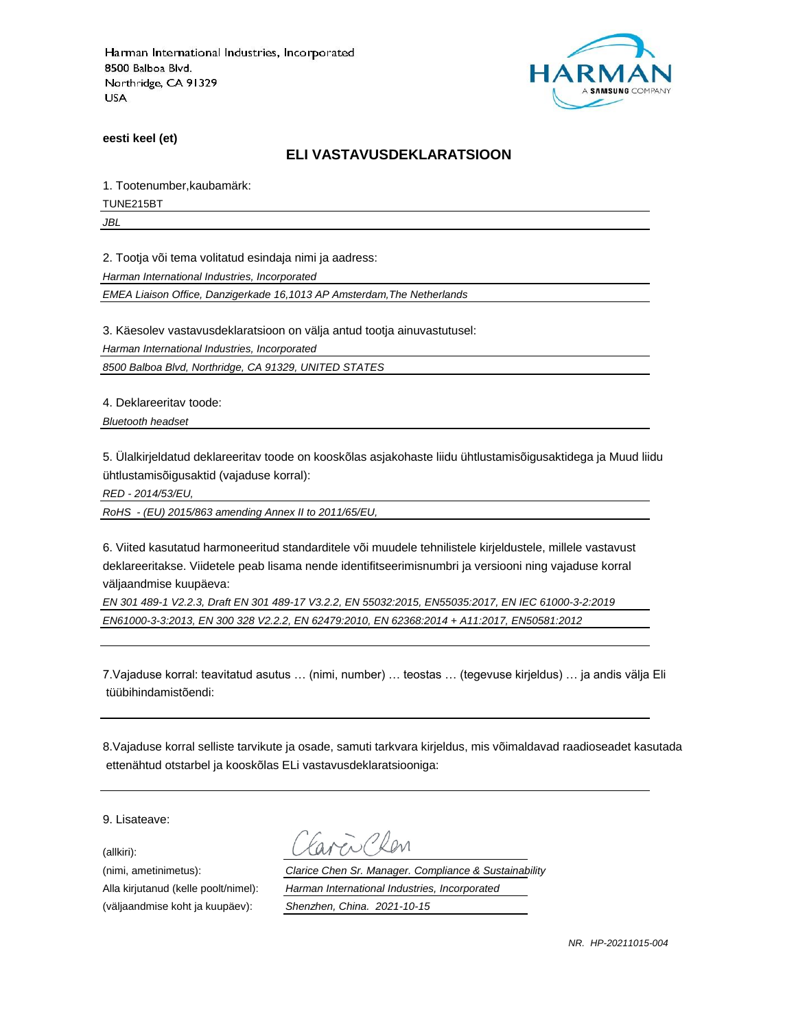Harman International Industries, Incorporated
8500 Balboa Blvd.
Northridge, CA 91329
USA

HARMAN
A SAMSUNG COMPANY

**eesti keel (et)**

## ELI VASTAVUSDEKLARATSIOON

1. Tootenumber,kaubamärk:

TUNE215BT

*JBL*

2. Tootja või tema volitatud esindaja nimi ja aadress:

*Harman International Industries, Incorporated*

*EMEA Liaison Office, Danzigerkade 16,1013 AP Amsterdam,The Netherlands*

3. Käesolev vastavusdeklaratsioon on välja antud tootja ainuvastutusel:

*Harman International Industries, Incorporated*

*8500 Balboa Blvd, Northridge, CA 91329, UNITED STATES*

4. Deklareeritav toode:

*Bluetooth headset*

5. Ülalkirjeldatud deklareeritav toode on kooskõlas asjakohaste liidu ühtlustamisõigusaktidega ja Muud liidu ühtlustamisõigusaktid (vajaduse korral):

*RED - 2014/53/EU,*

*RoHS - (EU) 2015/863 amending Annex II to 2011/65/EU,*

6. Viited kasutatud harmoneeritud standarditele või muudele tehnilistele kirjeldustele, millele vastavust deklareeritakse. Viidetele peab lisama nende identifitseerimisnumbri ja versiooni ning vajaduse korral väljaandmise kuupäeva:

*EN 301 489-1 V2.2.3, Draft EN 301 489-17 V3.2.2, EN 55032:2015, EN55035:2017, EN IEC 61000-3-2:2019*

*EN61000-3-3:2013, EN 300 328 V2.2.2, EN 62479:2010, EN 62368:2014 + A11:2017, EN50581:2012*

7.Vajaduse korral: teavitatud asutus … (nimi, number) … teostas … (tegevuse kirjeldus) … ja andis välja Eli tüübihindamistõendi:

8.Vajaduse korral selliste tarvikute ja osade, samuti tarkvara kirjeldus, mis võimaldavad raadioseadet kasutada ettenähtud otstarbel ja kooskõlas ELi vastavusdeklaratsiooniga:

9. Lisateave:

(allkiri): Clarice Chen

(nimi, ametinimetus): *Clarice Chen Sr. Manager. Compliance & Sustainability*

Alla kirjutanud (kelle poolt/nimel): *Harman International Industries, Incorporated*

(väljaandmise koht ja kuupäev): *Shenzhen, China. 2021-10-15*

*NR. HP-20211015-004*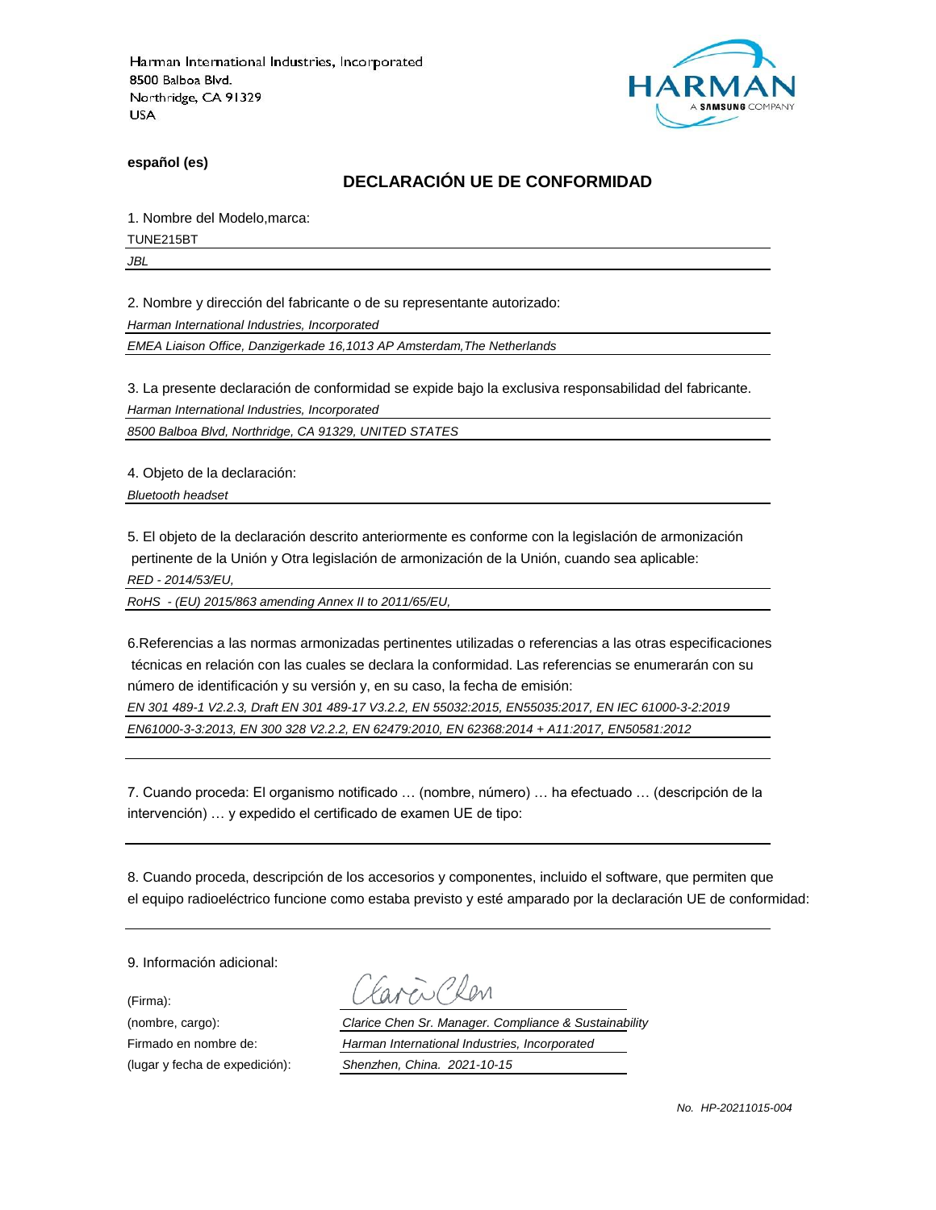Harman International Industries, Incorporated
8500 Balboa Blvd.
Northridge, CA 91329
USA

HARMAN
A SAMSUNG COMPANY

**español (es)**

## DECLARACIÓN UE DE CONFORMIDAD

1. Nombre del Modelo,marca:

TUNE215BT

*JBL*

2. Nombre y dirección del fabricante o de su representante autorizado:

*Harman International Industries, Incorporated*

*EMEA Liaison Office, Danzigerkade 16,1013 AP Amsterdam,The Netherlands*

3. La presente declaración de conformidad se expide bajo la exclusiva responsabilidad del fabricante.

*Harman International Industries, Incorporated*

*8500 Balboa Blvd, Northridge, CA 91329, UNITED STATES*

4. Objeto de la declaración:

*Bluetooth headset*

5. El objeto de la declaración descrito anteriormente es conforme con la legislación de armonización pertinente de la Unión y Otra legislación de armonización de la Unión, cuando sea aplicable:

*RED - 2014/53/EU,*

*RoHS - (EU) 2015/863 amending Annex II to 2011/65/EU,*

6.Referencias a las normas armonizadas pertinentes utilizadas o referencias a las otras especificaciones técnicas en relación con las cuales se declara la conformidad. Las referencias se enumerarán con su número de identificación y su versión y, en su caso, la fecha de emisión:

*EN 301 489-1 V2.2.3, Draft EN 301 489-17 V3.2.2, EN 55032:2015, EN55035:2017, EN IEC 61000-3-2:2019*

*EN61000-3-3:2013, EN 300 328 V2.2.2, EN 62479:2010, EN 62368:2014 + A11:2017, EN50581:2012*

7. Cuando proceda: El organismo notificado … (nombre, número) … ha efectuado … (descripción de la intervención) … y expedido el certificado de examen UE de tipo:

8. Cuando proceda, descripción de los accesorios y componentes, incluido el software, que permiten que el equipo radioeléctrico funcione como estaba previsto y esté amparado por la declaración UE de conformidad:

9. Información adicional:

(Firma):

(nombre, cargo): *Clarice Chen Sr. Manager. Compliance & Sustainability*

Firmado en nombre de: *Harman International Industries, Incorporated*

(lugar y fecha de expedición): *Shenzhen, China. 2021-10-15*

*No. HP-20211015-004*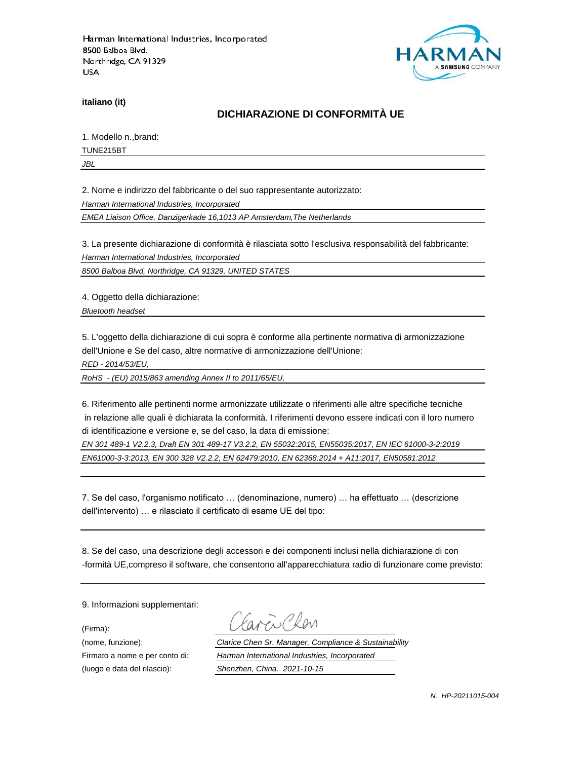Harman International Industries, Incorporated
8500 Balboa Blvd.
Northridge, CA 91329
USA

**italiano (it)**

## DICHIARAZIONE DI CONFORMITÀ UE

1. Modello n.,brand:

TUNE215BT

*JBL*

2. Nome e indirizzo del fabbricante o del suo rappresentante autorizzato:

*Harman International Industries, Incorporated*

*EMEA Liaison Office, Danzigerkade 16,1013 AP Amsterdam,The Netherlands*

3. La presente dichiarazione di conformità è rilasciata sotto l'esclusiva responsabilità del fabbricante:

*Harman International Industries, Incorporated*

*8500 Balboa Blvd, Northridge, CA 91329, UNITED STATES*

4. Oggetto della dichiarazione:

*Bluetooth headset*

5. L'oggetto della dichiarazione di cui sopra è conforme alla pertinente normativa di armonizzazione dell'Unione e Se del caso, altre normative di armonizzazione dell'Unione:

*RED - 2014/53/EU,*

*RoHS - (EU) 2015/863 amending Annex II to 2011/65/EU,*

6. Riferimento alle pertinenti norme armonizzate utilizzate o riferimenti alle altre specifiche tecniche in relazione alle quali è dichiarata la conformità. I riferimenti devono essere indicati con il loro numero di identificazione e versione e, se del caso, la data di emissione:

*EN 301 489-1 V2.2.3, Draft EN 301 489-17 V3.2.2, EN 55032:2015, EN55035:2017, EN IEC 61000-3-2:2019*

*EN61000-3-3:2013, EN 300 328 V2.2.2, EN 62479:2010, EN 62368:2014 + A11:2017, EN50581:2012*

7. Se del caso, l'organismo notificato … (denominazione, numero) … ha effettuato … (descrizione dell'intervento) … e rilasciato il certificato di esame UE del tipo:

8. Se del caso, una descrizione degli accessori e dei componenti inclusi nella dichiarazione di con -formità UE,compreso il software, che consentono all'apparecchiatura radio di funzionare come previsto:

9. Informazioni supplementari:

(Firma): Clarice Chen

(nome, funzione): *Clarice Chen Sr. Manager. Compliance & Sustainability*

Firmato a nome e per conto di: *Harman International Industries, Incorporated*

(luogo e data del rilascio): *Shenzhen, China. 2021-10-15*

*N. HP-20211015-004*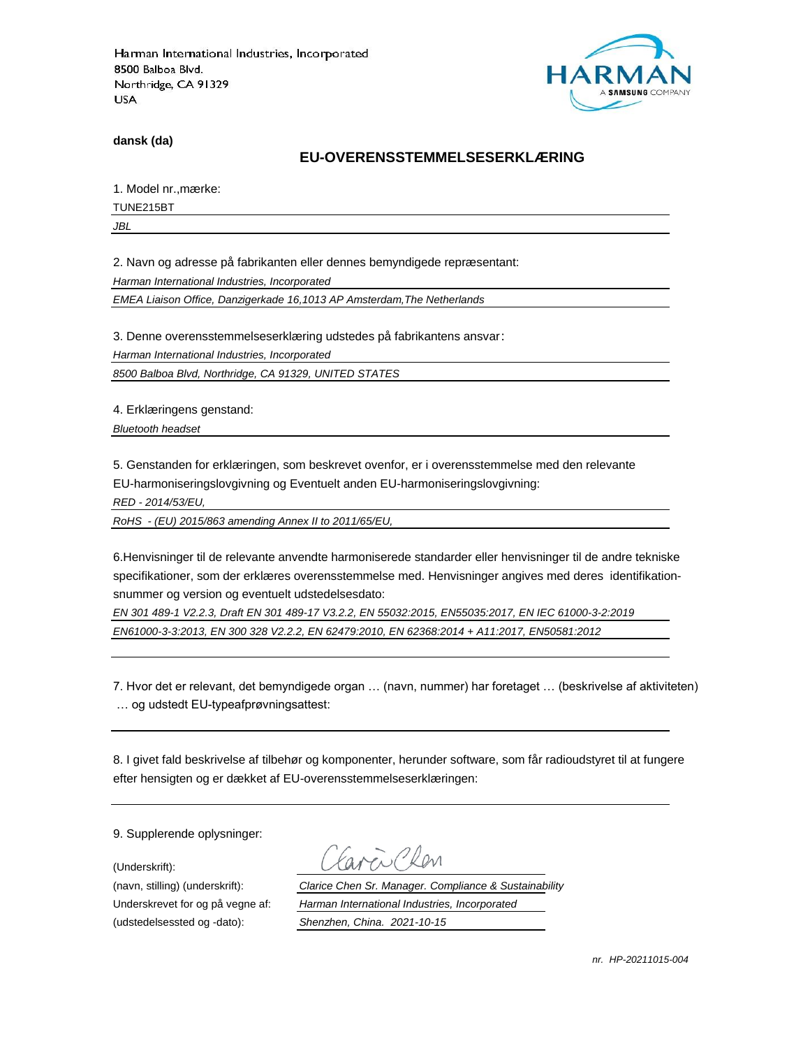Harman International Industries, Incorporated
8500 Balboa Blvd.
Northridge, CA 91329
USA

HARMAN
A SAMSUNG COMPANY

**dansk (da)**

## EU-OVERENSSTEMMELSESERKLÆRING

1. Model nr.,mærke:

TUNE215BT

*JBL*

2. Navn og adresse på fabrikanten eller dennes bemyndigede repræsentant:

*Harman International Industries, Incorporated*

*EMEA Liaison Office, Danzigerkade 16,1013 AP Amsterdam,The Netherlands*

3. Denne overensstemmelseserklæring udstedes på fabrikantens ansvar:

*Harman International Industries, Incorporated*

*8500 Balboa Blvd, Northridge, CA 91329, UNITED STATES*

4. Erklæringens genstand:

*Bluetooth headset*

5. Genstanden for erklæringen, som beskrevet ovenfor, er i overensstemmelse med den relevante EU-harmoniseringslovgivning og Eventuelt anden EU-harmoniseringslovgivning:

*RED - 2014/53/EU,*

*RoHS - (EU) 2015/863 amending Annex II to 2011/65/EU,*

6.Henvisninger til de relevante anvendte harmoniserede standarder eller henvisninger til de andre tekniske specifikationer, som der erklæres overensstemmelse med. Henvisninger angives med deres identifikation-snummer og version og eventuelt udstedelsesdato:

*EN 301 489-1 V2.2.3, Draft EN 301 489-17 V3.2.2, EN 55032:2015, EN55035:2017, EN IEC 61000-3-2:2019*

*EN61000-3-3:2013, EN 300 328 V2.2.2, EN 62479:2010, EN 62368:2014 + A11:2017, EN50581:2012*

7. Hvor det er relevant, det bemyndigede organ … (navn, nummer) har foretaget … (beskrivelse af aktiviteten) … og udstedt EU-typeafprøvningsattest:

8. I givet fald beskrivelse af tilbehør og komponenter, herunder software, som får radioudstyret til at fungere efter hensigten og er dækket af EU-overensstemmelseserklæringen:

9. Supplerende oplysninger:

(Underskrift):

(navn, stilling) (underskrift): *Clarice Chen Sr. Manager. Compliance & Sustainability*

Underskrevet for og på vegne af: *Harman International Industries, Incorporated*

(udstedelsessted og -dato): *Shenzhen, China. 2021-10-15*

*nr. HP-20211015-004*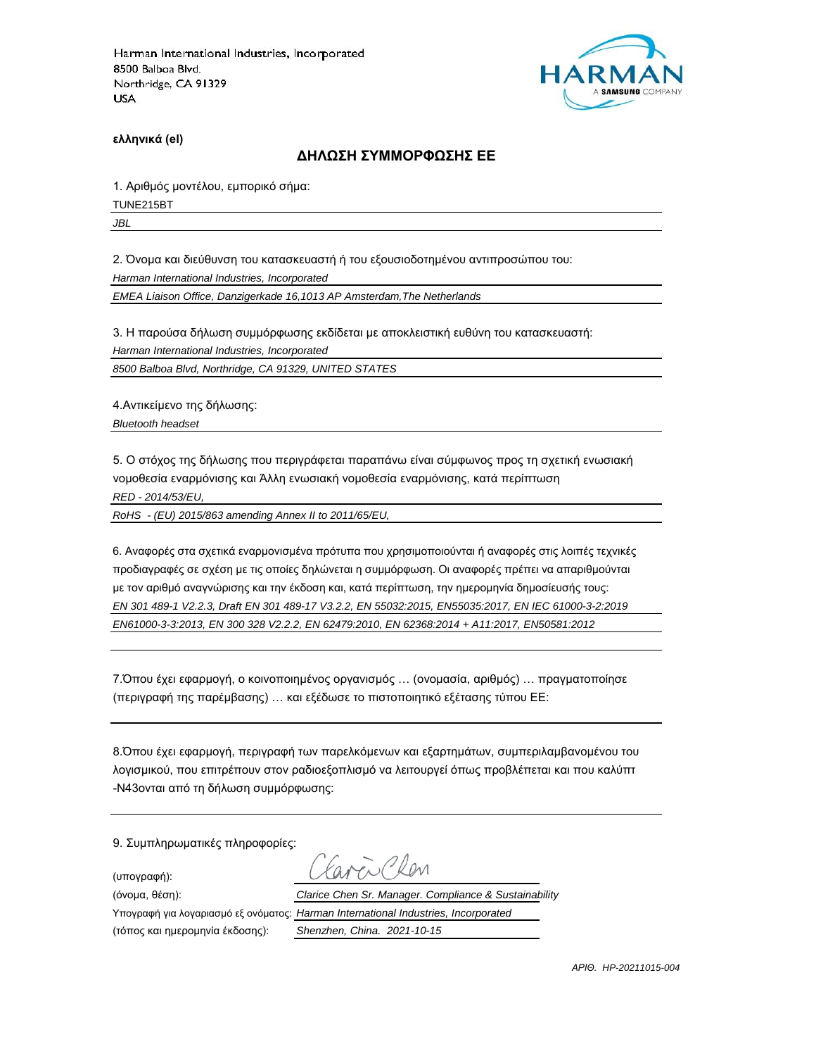Harman International Industries, Incorporated
8500 Balboa Blvd.
Northridge, CA 91329
USA

HARMAN
A SAMSUNG COMPANY

**ελληνικά (el)**

## ΔΗΛΩΣΗ ΣΥΜΜΟΡΦΩΣΗΣ ΕΕ

1. Αριθμός μοντέλου, εμπορικό σήμα:

TUNE215BT

*JBL*

2. Όνομα και διεύθυνση του κατασκευαστή ή του εξουσιοδοτημένου αντιπροσώπου του:

*Harman International Industries, Incorporated*

*EMEA Liaison Office, Danzigerkade 16,1013 AP Amsterdam,The Netherlands*

3. Η παρούσα δήλωση συμμόρφωσης εκδίδεται με αποκλειστική ευθύνη του κατασκευαστή:

*Harman International Industries, Incorporated*

*8500 Balboa Blvd, Northridge, CA 91329, UNITED STATES*

4.Αντικείμενο της δήλωσης:

*Bluetooth headset*

5. Ο στόχος της δήλωσης που περιγράφεται παραπάνω είναι σύμφωνος προς τη σχετική ενωσιακή νομοθεσία εναρμόνισης και Άλλη ενωσιακή νομοθεσία εναρμόνισης, κατά περίπτωση

*RED - 2014/53/EU,*

*RoHS - (EU) 2015/863 amending Annex II to 2011/65/EU,*

6. Αναφορές στα σχετικά εναρμονισμένα πρότυπα που χρησιμοποιούνται ή αναφορές στις λοιπές τεχνικές προδιαγραφές σε σχέση με τις οποίες δηλώνεται η συμμόρφωση. Οι αναφορές πρέπει να απαριθμούνται με τον αριθμό αναγνώρισης και την έκδοση και, κατά περίπτωση, την ημερομηνία δημοσίευσής τους:

*EN 301 489-1 V2.2.3, Draft EN 301 489-17 V3.2.2, EN 55032:2015, EN55035:2017, EN IEC 61000-3-2:2019*

*EN61000-3-3:2013, EN 300 328 V2.2.2, EN 62479:2010, EN 62368:2014 + A11:2017, EN50581:2012*

7.Όπου έχει εφαρμογή, ο κοινοποιημένος οργανισμός … (ονομασία, αριθμός) … πραγματοποίησε (περιγραφή της παρέμβασης) … και εξέδωσε το πιστοποιητικό εξέτασης τύπου ΕΕ:

8.Όπου έχει εφαρμογή, περιγραφή των παρελκόμενων και εξαρτημάτων, συμπεριλαμβανομένου του λογισμικού, που επιτρέπουν στον ραδιοεξοπλισμό να λειτουργεί όπως προβλέπεται και που καλύπτ -N43ονται από τη δήλωση συμμόρφωσης:

9. Συμπληρωματικές πληροφορίες:

(υπογραφή): Clarice Chen

(όνομα, θέση): *Clarice Chen Sr. Manager. Compliance & Sustainability*

Υπογραφή για λογαριασμό εξ ονόματος: *Harman International Industries, Incorporated*

(τόπος και ημερομηνία έκδοσης): *Shenzhen, China. 2021-10-15*

*ΑΡΙΘ. HP-20211015-004*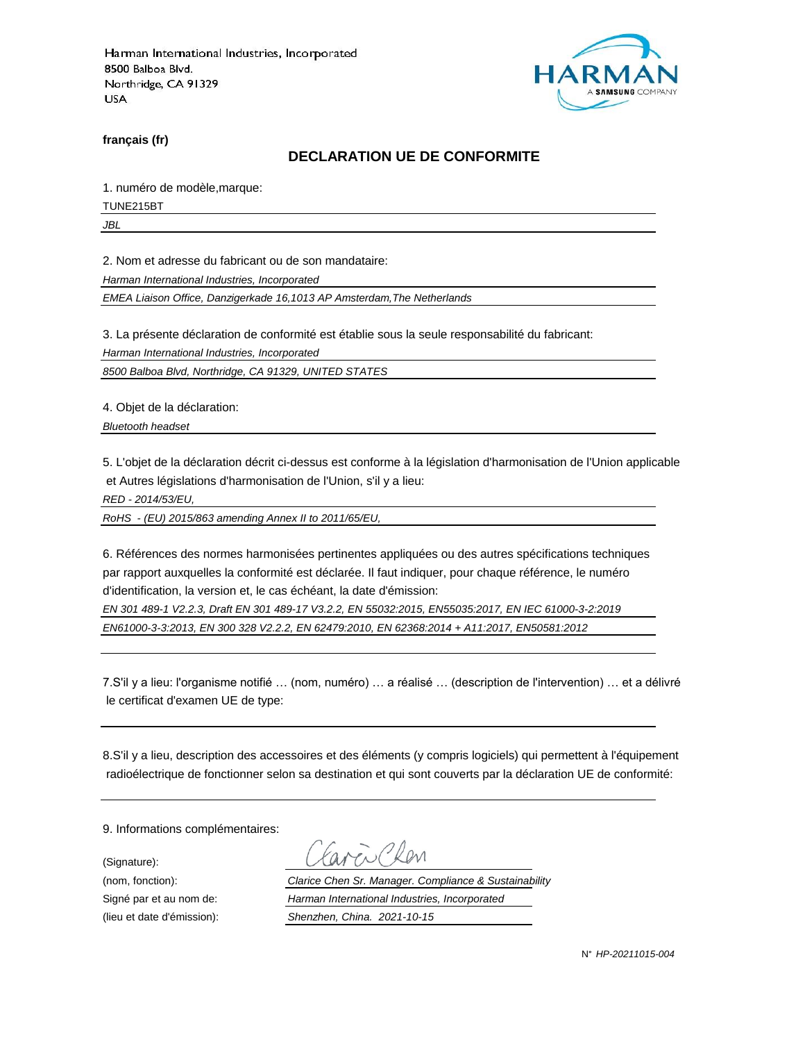Harman International Industries, Incorporated
8500 Balboa Blvd.
Northridge, CA 91329
USA

**français (fr)**

## DECLARATION UE DE CONFORMITE

1. numéro de modèle,marque:

TUNE215BT

*JBL*

2. Nom et adresse du fabricant ou de son mandataire:

*Harman International Industries, Incorporated*

*EMEA Liaison Office, Danzigerkade 16,1013 AP Amsterdam,The Netherlands*

3. La présente déclaration de conformité est établie sous la seule responsabilité du fabricant:

*Harman International Industries, Incorporated*

*8500 Balboa Blvd, Northridge, CA 91329, UNITED STATES*

4. Objet de la déclaration:

*Bluetooth headset*

5. L'objet de la déclaration décrit ci-dessus est conforme à la législation d'harmonisation de l'Union applicable et Autres législations d'harmonisation de l'Union, s'il y a lieu:

*RED - 2014/53/EU,*

*RoHS - (EU) 2015/863 amending Annex II to 2011/65/EU,*

6. Références des normes harmonisées pertinentes appliquées ou des autres spécifications techniques par rapport auxquelles la conformité est déclarée. Il faut indiquer, pour chaque référence, le numéro d'identification, la version et, le cas échéant, la date d'émission:

*EN 301 489-1 V2.2.3, Draft EN 301 489-17 V3.2.2, EN 55032:2015, EN55035:2017, EN IEC 61000-3-2:2019*

*EN61000-3-3:2013, EN 300 328 V2.2.2, EN 62479:2010, EN 62368:2014 + A11:2017, EN50581:2012*

7.S'il y a lieu: l'organisme notifié … (nom, numéro) … a réalisé … (description de l'intervention) … et a délivré le certificat d'examen UE de type:

8.S'il y a lieu, description des accessoires et des éléments (y compris logiciels) qui permettent à l'équipement radioélectrique de fonctionner selon sa destination et qui sont couverts par la déclaration UE de conformité:

9. Informations complémentaires:

(Signature):

(nom, fonction): *Clarice Chen Sr. Manager. Compliance & Sustainability*

Signé par et au nom de: *Harman International Industries, Incorporated*

(lieu et date d'émission): *Shenzhen, China. 2021-10-15*

N° *HP-20211015-004*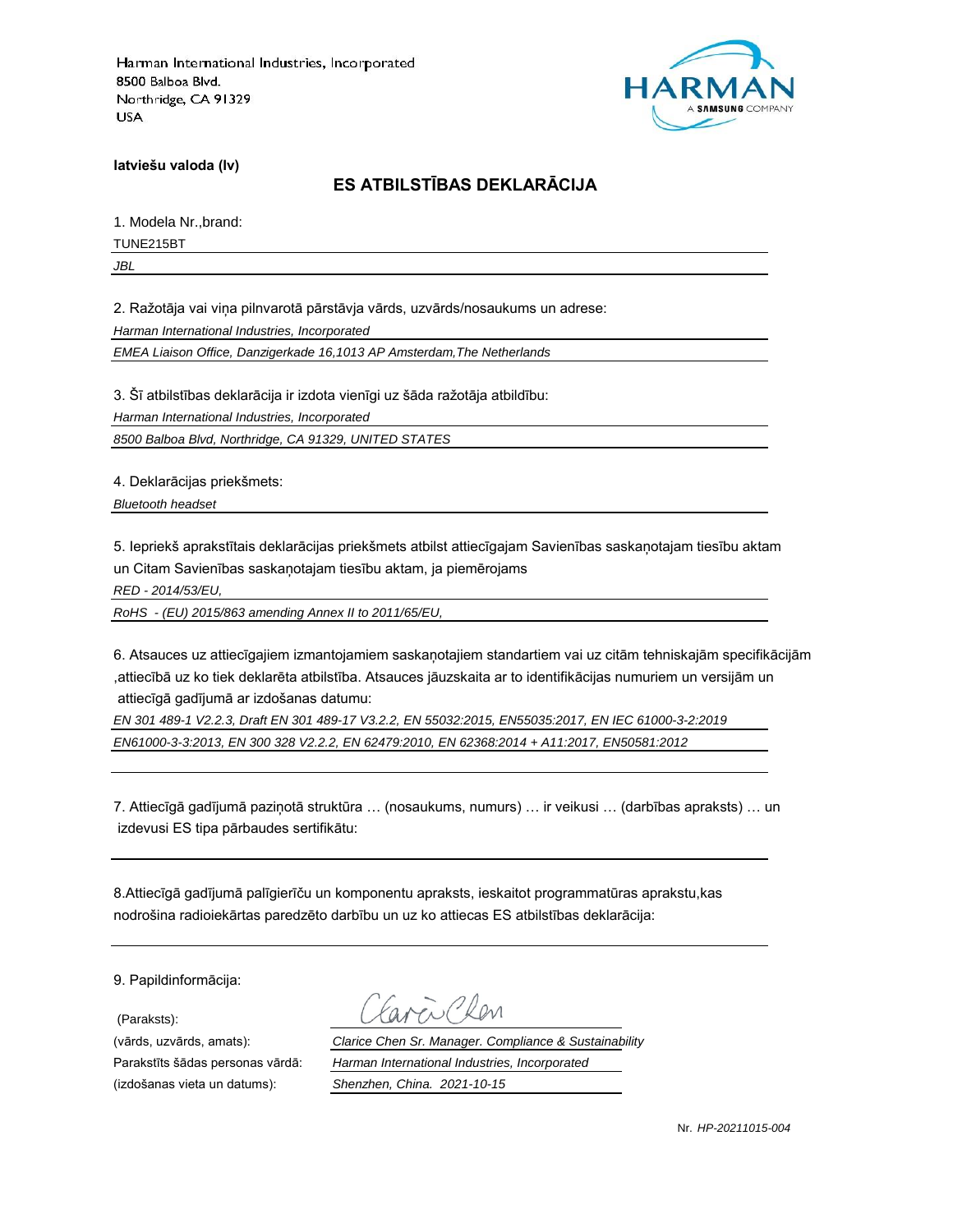Harman International Industries, Incorporated
8500 Balboa Blvd.
Northridge, CA 91329
USA

HARMAN
A SAMSUNG COMPANY

**latviešu valoda (lv)**

## ES ATBILSTĪBAS DEKLARĀCIJA

1. Modela Nr.,brand:

TUNE215BT

*JBL*

2. Ražotāja vai viņa pilnvarotā pārstāvja vārds, uzvārds/nosaukums un adrese:

*Harman International Industries, Incorporated*

*EMEA Liaison Office, Danzigerkade 16,1013 AP Amsterdam,The Netherlands*

3. Šī atbilstības deklarācija ir izdota vienīgi uz šāda ražotāja atbildību:

*Harman International Industries, Incorporated*

*8500 Balboa Blvd, Northridge, CA 91329, UNITED STATES*

4. Deklarācijas priekšmets:

*Bluetooth headset*

5. Iepriekš aprakstītais deklarācijas priekšmets atbilst attiecīgajam Savienības saskaņotajam tiesību aktam un Citam Savienības saskaņotajam tiesību aktam, ja piemērojams

*RED - 2014/53/EU,*

*RoHS - (EU) 2015/863 amending Annex II to 2011/65/EU,*

6. Atsauces uz attiecīgajiem izmantojamiem saskaņotajiem standartiem vai uz citām tehniskajām specifikācijām ,attiecībā uz ko tiek deklarēta atbilstība. Atsauces jāuzskaita ar to identifikācijas numuriem un versijām un attiecīgā gadījumā ar izdošanas datumu:

*EN 301 489-1 V2.2.3, Draft EN 301 489-17 V3.2.2, EN 55032:2015, EN55035:2017, EN IEC 61000-3-2:2019*

*EN61000-3-3:2013, EN 300 328 V2.2.2, EN 62479:2010, EN 62368:2014 + A11:2017, EN50581:2012*

7. Attiecīgā gadījumā paziņotā struktūra … (nosaukums, numurs) … ir veikusi … (darbības apraksts) … un izdevusi ES tipa pārbaudes sertifikātu:

8.Attiecīgā gadījumā palīgierīču un komponentu apraksts, ieskaitot programmatūras aprakstu,kas nodrošina radioiekārtas paredzēto darbību un uz ko attiecas ES atbilstības deklarācija:

9. Papildinformācija:

(Paraksts):

(vārds, uzvārds, amats): *Clarice Chen Sr. Manager. Compliance & Sustainability*

Parakstīts šādas personas vārdā: *Harman International Industries, Incorporated*

(izdošanas vieta un datums): *Shenzhen, China. 2021-10-15*

Nr. *HP-20211015-004*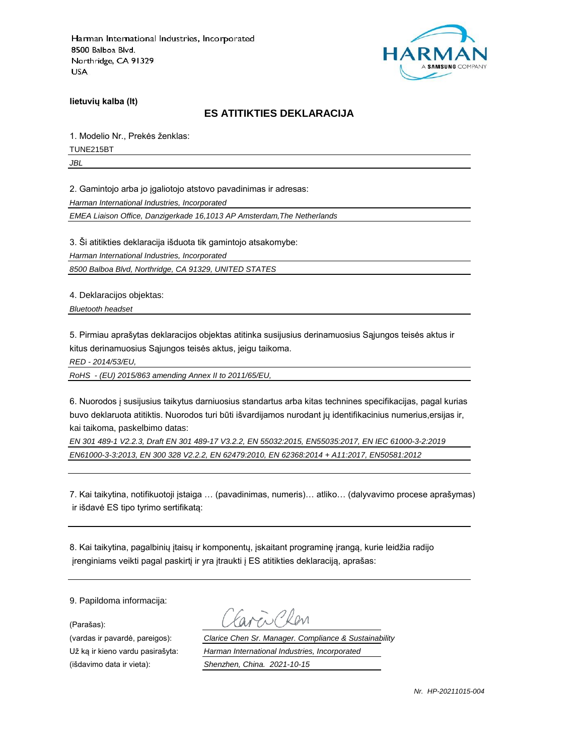Harman International Industries, Incorporated
8500 Balboa Blvd.
Northridge, CA 91329
USA

HARMAN
A SAMSUNG COMPANY

**lietuvių kalba (lt)**

## ES ATITIKTIES DEKLARACIJA

1. Modelio Nr., Prekės ženklas:

TUNE215BT

*JBL*

2. Gamintojo arba jo įgaliotojo atstovo pavadinimas ir adresas:

*Harman International Industries, Incorporated*

*EMEA Liaison Office, Danzigerkade 16,1013 AP Amsterdam,The Netherlands*

3. Ši atitikties deklaracija išduota tik gamintojo atsakomybe:

*Harman International Industries, Incorporated*

*8500 Balboa Blvd, Northridge, CA 91329, UNITED STATES*

4. Deklaracijos objektas:

*Bluetooth headset*

5. Pirmiau aprašytas deklaracijos objektas atitinka susijusius derinamuosius Sąjungos teisės aktus ir kitus derinamuosius Sąjungos teisės aktus, jeigu taikoma.

*RED - 2014/53/EU,*

*RoHS - (EU) 2015/863 amending Annex II to 2011/65/EU,*

6. Nuorodos į susijusius taikytus darniuosius standartus arba kitas technines specifikacijas, pagal kurias buvo deklaruota atitiktis. Nuorodos turi būti išvardijamos nurodant jų identifikacinius numerius,ersijas ir, kai taikoma, paskelbimo datas:

*EN 301 489-1 V2.2.3, Draft EN 301 489-17 V3.2.2, EN 55032:2015, EN55035:2017, EN IEC 61000-3-2:2019*

*EN61000-3-3:2013, EN 300 328 V2.2.2, EN 62479:2010, EN 62368:2014 + A11:2017, EN50581:2012*

7. Kai taikytina, notifikuotoji įstaiga … (pavadinimas, numeris)… atliko… (dalyvavimo procese aprašymas) ir išdavė ES tipo tyrimo sertifikatą:

8. Kai taikytina, pagalbinių įtaisų ir komponentų, įskaitant programinę įrangą, kurie leidžia radijo įrenginiams veikti pagal paskirtį ir yra įtraukti į ES atitikties deklaraciją, aprašas:

9. Papildoma informacija:

(Parašas):

(vardas ir pavardė, pareigos): *Clarice Chen Sr. Manager. Compliance & Sustainability*

Už ką ir kieno vardu pasirašyta: *Harman International Industries, Incorporated*

(išdavimo data ir vieta): *Shenzhen, China. 2021-10-15*

*Nr. HP-20211015-004*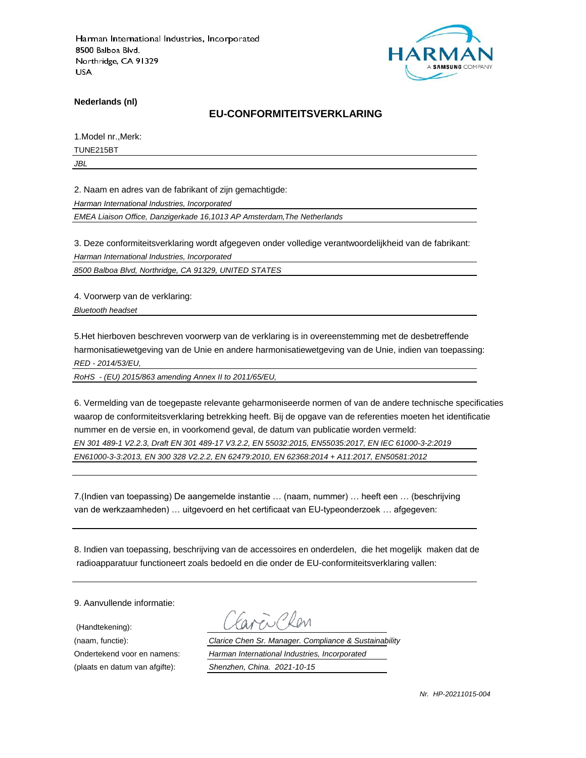Harman International Industries, Incorporated
8500 Balboa Blvd.
Northridge, CA 91329
USA

HARMAN
A SAMSUNG COMPANY

**Nederlands (nl)**

## EU-CONFORMITEITSVERKLARING

1.Model nr.,Merk:

TUNE215BT

*JBL*

2. Naam en adres van de fabrikant of zijn gemachtigde:

*Harman International Industries, Incorporated*

*EMEA Liaison Office, Danzigerkade 16,1013 AP Amsterdam,The Netherlands*

3. Deze conformiteitsverklaring wordt afgegeven onder volledige verantwoordelijkheid van de fabrikant:

*Harman International Industries, Incorporated*

*8500 Balboa Blvd, Northridge, CA 91329, UNITED STATES*

4. Voorwerp van de verklaring:

*Bluetooth headset*

5.Het hierboven beschreven voorwerp van de verklaring is in overeenstemming met de desbetreffende harmonisatiewetgeving van de Unie en andere harmonisatiewetgeving van de Unie, indien van toepassing:

*RED - 2014/53/EU,*

*RoHS - (EU) 2015/863 amending Annex II to 2011/65/EU,*

6. Vermelding van de toegepaste relevante geharmoniseerde normen of van de andere technische specificaties waarop de conformiteitsverklaring betrekking heeft. Bij de opgave van de referenties moeten het identificatie nummer en de versie en, in voorkomend geval, de datum van publicatie worden vermeld:

*EN 301 489-1 V2.2.3, Draft EN 301 489-17 V3.2.2, EN 55032:2015, EN55035:2017, EN IEC 61000-3-2:2019*

*EN61000-3-3:2013, EN 300 328 V2.2.2, EN 62479:2010, EN 62368:2014 + A11:2017, EN50581:2012*

7.(Indien van toepassing) De aangemelde instantie … (naam, nummer) … heeft een … (beschrijving van de werkzaamheden) … uitgevoerd en het certificaat van EU-typeonderzoek … afgegeven:

8. Indien van toepassing, beschrijving van de accessoires en onderdelen, die het mogelijk maken dat de radioapparatuur functioneert zoals bedoeld en die onder de EU-conformiteitsverklaring vallen:

9. Aanvullende informatie:

(Handtekening): Clarice Chen

(naam, functie): *Clarice Chen Sr. Manager. Compliance & Sustainability*

Ondertekend voor en namens: *Harman International Industries, Incorporated*

(plaats en datum van afgifte): *Shenzhen, China. 2021-10-15*

*Nr. HP-20211015-004*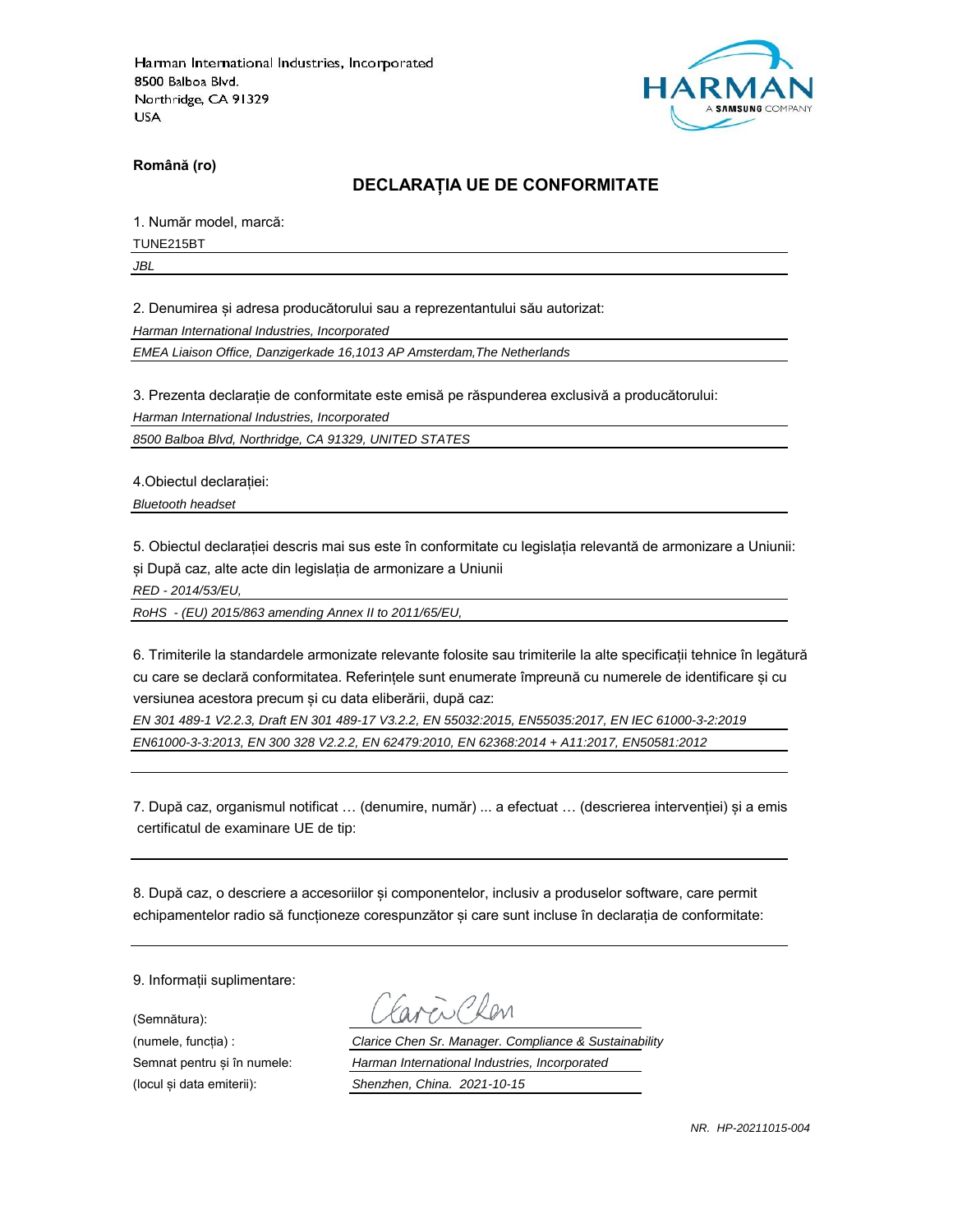Harman International Industries, Incorporated
8500 Balboa Blvd.
Northridge, CA 91329
USA

**Română (ro)**

## DECLARAȚIA UE DE CONFORMITATE

1. Număr model, marcă:

TUNE215BT

*JBL*

2. Denumirea și adresa producătorului sau a reprezentantului său autorizat:

*Harman International Industries, Incorporated*

*EMEA Liaison Office, Danzigerkade 16,1013 AP Amsterdam,The Netherlands*

3. Prezenta declarație de conformitate este emisă pe răspunderea exclusivă a producătorului:

*Harman International Industries, Incorporated*

*8500 Balboa Blvd, Northridge, CA 91329, UNITED STATES*

4.Obiectul declarației:

*Bluetooth headset*

5. Obiectul declarației descris mai sus este în conformitate cu legislația relevantă de armonizare a Uniunii: și După caz, alte acte din legislația de armonizare a Uniunii

*RED - 2014/53/EU,*

*RoHS - (EU) 2015/863 amending Annex II to 2011/65/EU,*

6. Trimiterile la standardele armonizate relevante folosite sau trimiterile la alte specificații tehnice în legătură cu care se declară conformitatea. Referințele sunt enumerate împreună cu numerele de identificare și cu versiunea acestora precum și cu data eliberării, după caz:

*EN 301 489-1 V2.2.3, Draft EN 301 489-17 V3.2.2, EN 55032:2015, EN55035:2017, EN IEC 61000-3-2:2019*

*EN61000-3-3:2013, EN 300 328 V2.2.2, EN 62479:2010, EN 62368:2014 + A11:2017, EN50581:2012*

7. După caz, organismul notificat … (denumire, număr) ... a efectuat … (descrierea intervenției) și a emis certificatul de examinare UE de tip:

8. După caz, o descriere a accesoriilor și componentelor, inclusiv a produselor software, care permit echipamentelor radio să funcționeze corespunzător și care sunt incluse în declarația de conformitate:

9. Informații suplimentare:

(Semnătura): Clarice Chen

(numele, funcția) : *Clarice Chen Sr. Manager. Compliance & Sustainability*

Semnat pentru și în numele: *Harman International Industries, Incorporated*

(locul și data emiterii): *Shenzhen, China. 2021-10-15*

*NR. HP-20211015-004*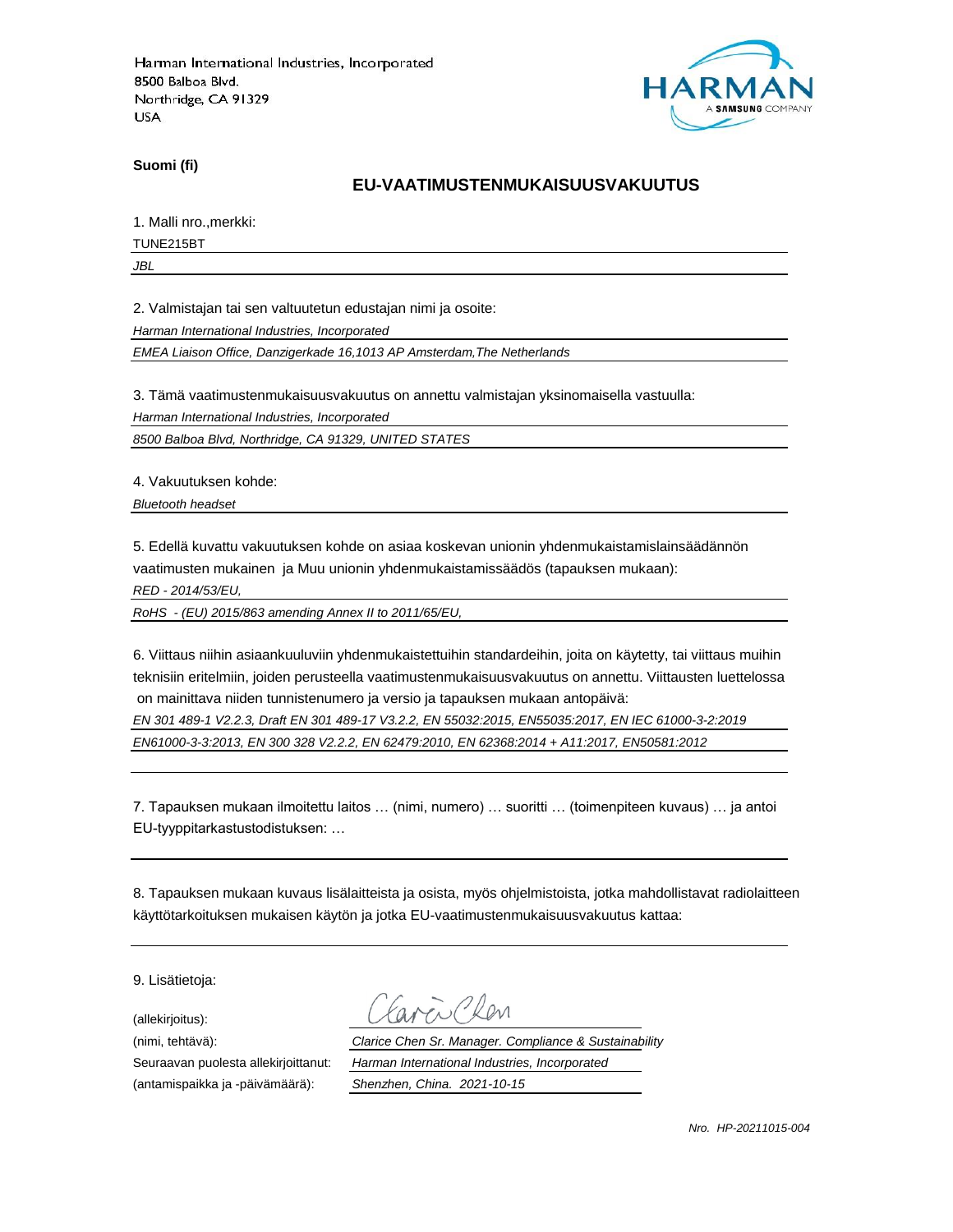Harman International Industries, Incorporated
8500 Balboa Blvd.
Northridge, CA 91329
USA

HARMAN
A SAMSUNG COMPANY

**Suomi (fi)**

## EU-VAATIMUSTENMUKAISUUSVAKUUTUS

1. Malli nro.,merkki:

TUNE215BT

*JBL*

2. Valmistajan tai sen valtuutetun edustajan nimi ja osoite:

*Harman International Industries, Incorporated*

*EMEA Liaison Office, Danzigerkade 16,1013 AP Amsterdam,The Netherlands*

3. Tämä vaatimustenmukaisuusvakuutus on annettu valmistajan yksinomaisella vastuulla:

*Harman International Industries, Incorporated*

*8500 Balboa Blvd, Northridge, CA 91329, UNITED STATES*

4. Vakuutuksen kohde:

*Bluetooth headset*

5. Edellä kuvattu vakuutuksen kohde on asiaa koskevan unionin yhdenmukaistamislainsäädännön vaatimusten mukainen ja Muu unionin yhdenmukaistamissäädös (tapauksen mukaan):

*RED - 2014/53/EU,*

*RoHS - (EU) 2015/863 amending Annex II to 2011/65/EU,*

6. Viittaus niihin asiaankuuluviin yhdenmukaistettuihin standardeihin, joita on käytetty, tai viittaus muihin teknisiin eritelmiin, joiden perusteella vaatimustenmukaisuusvakuutus on annettu. Viittausten luettelossa on mainittava niiden tunnistenumero ja versio ja tapauksen mukaan antopäivä:

*EN 301 489-1 V2.2.3, Draft EN 301 489-17 V3.2.2, EN 55032:2015, EN55035:2017, EN IEC 61000-3-2:2019*

*EN61000-3-3:2013, EN 300 328 V2.2.2, EN 62479:2010, EN 62368:2014 + A11:2017, EN50581:2012*

7. Tapauksen mukaan ilmoitettu laitos … (nimi, numero) … suoritti … (toimenpiteen kuvaus) … ja antoi EU-tyyppitarkastustodistuksen: …

8. Tapauksen mukaan kuvaus lisälaitteista ja osista, myös ohjelmistoista, jotka mahdollistavat radiolaitteen käyttötarkoituksen mukaisen käytön ja jotka EU-vaatimustenmukaisuusvakuutus kattaa:

9. Lisätietoja:

(allekirjoitus): Clarice Chen

(nimi, tehtävä): *Clarice Chen Sr. Manager. Compliance & Sustainability*

Seuraavan puolesta allekirjoittanut: *Harman International Industries, Incorporated*

(antamispaikka ja -päivämäärä): *Shenzhen, China. 2021-10-15*

*Nro. HP-20211015-004*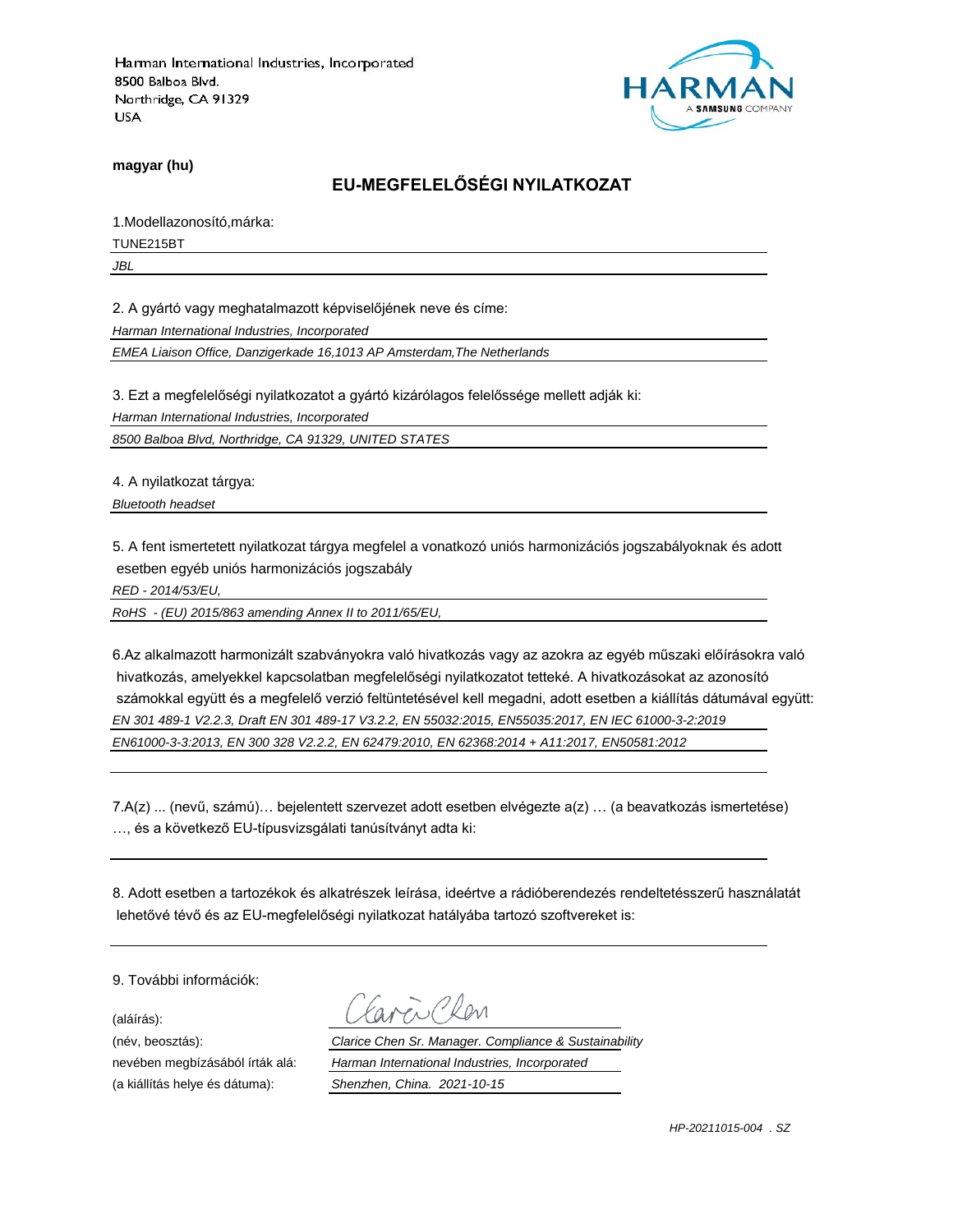Harman International Industries, Incorporated
8500 Balboa Blvd.
Northridge, CA 91329
USA

HARMAN
A SAMSUNG COMPANY

**magyar (hu)**

## EU-MEGFELELŐSÉGI NYILATKOZAT

1.Modellazonosító,márka:

TUNE215BT

*JBL*

2. A gyártó vagy meghatalmazott képviselőjének neve és címe:

*Harman International Industries, Incorporated*

*EMEA Liaison Office, Danzigerkade 16,1013 AP Amsterdam,The Netherlands*

3. Ezt a megfelelőségi nyilatkozatot a gyártó kizárólagos felelőssége mellett adják ki:

*Harman International Industries, Incorporated*

*8500 Balboa Blvd, Northridge, CA 91329, UNITED STATES*

4. A nyilatkozat tárgya:

*Bluetooth headset*

5. A fent ismertetett nyilatkozat tárgya megfelel a vonatkozó uniós harmonizációs jogszabályoknak és adott esetben egyéb uniós harmonizációs jogszabály

*RED - 2014/53/EU,*

*RoHS - (EU) 2015/863 amending Annex II to 2011/65/EU,*

6.Az alkalmazott harmonizált szabványokra való hivatkozás vagy az azokra az egyéb műszaki előírásokra való hivatkozás, amelyekkel kapcsolatban megfelelőségi nyilatkozatot tetteké. A hivatkozásokat az azonosító számokkal együtt és a megfelelő verzió feltüntetésével kell megadni, adott esetben a kiállítás dátumával együtt:

*EN 301 489-1 V2.2.3, Draft EN 301 489-17 V3.2.2, EN 55032:2015, EN55035:2017, EN IEC 61000-3-2:2019*

*EN61000-3-3:2013, EN 300 328 V2.2.2, EN 62479:2010, EN 62368:2014 + A11:2017, EN50581:2012*

7.A(z) ... (nevű, számú)… bejelentett szervezet adott esetben elvégezte a(z) … (a beavatkozás ismertetése) …, és a következő EU-típusvizsgálati tanúsítványt adta ki:

8. Adott esetben a tartozékok és alkatrészek leírása, ideértve a rádióberendezés rendeltetésszerű használatát lehetővé tévő és az EU-megfelelőségi nyilatkozat hatályába tartozó szoftvereket is:

9. További információk:

(aláírás):

(név, beosztás): *Clarice Chen Sr. Manager. Compliance & Sustainability*

nevében megbízásából írták alá: *Harman International Industries, Incorporated*

(a kiállítás helye és dátuma): *Shenzhen, China. 2021-10-15*

*HP-20211015-004 . SZ*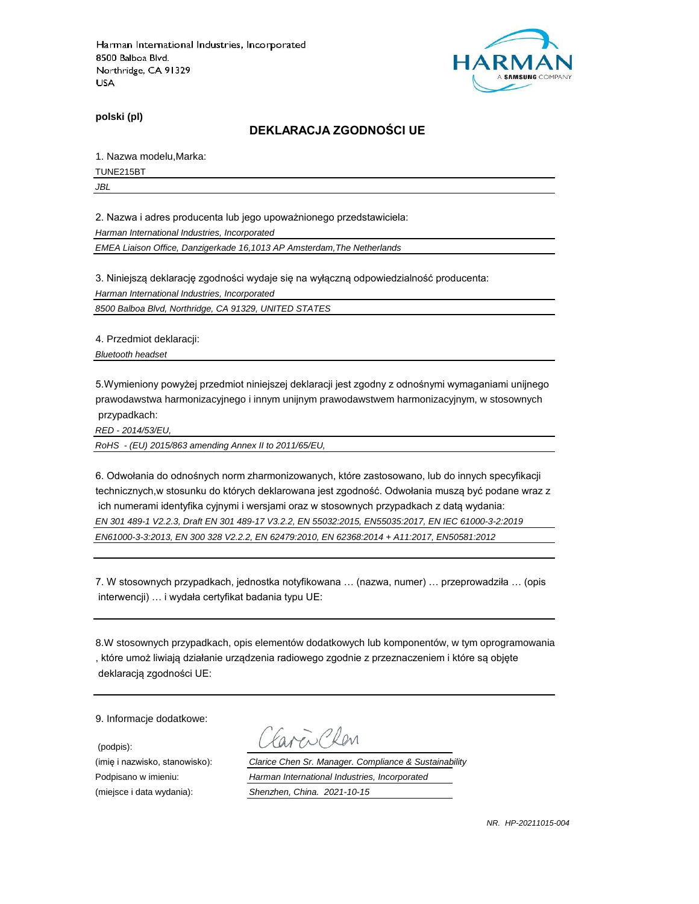Harman International Industries, Incorporated
8500 Balboa Blvd.
Northridge, CA 91329
USA

HARMAN
A SAMSUNG COMPANY

**polski (pl)**

## DEKLARACJA ZGODNOŚCI UE

1. Nazwa modelu,Marka:

TUNE215BT

*JBL*

2. Nazwa i adres producenta lub jego upoważnionego przedstawiciela:

*Harman International Industries, Incorporated*

*EMEA Liaison Office, Danzigerkade 16,1013 AP Amsterdam,The Netherlands*

3. Niniejszą deklarację zgodności wydaje się na wyłączną odpowiedzialność producenta:

*Harman International Industries, Incorporated*

*8500 Balboa Blvd, Northridge, CA 91329, UNITED STATES*

4. Przedmiot deklaracji:

*Bluetooth headset*

5.Wymieniony powyżej przedmiot niniejszej deklaracji jest zgodny z odnośnymi wymaganiami unijnego prawodawstwa harmonizacyjnego i innym unijnym prawodawstwem harmonizacyjnym, w stosownych przypadkach:

*RED - 2014/53/EU,*

*RoHS - (EU) 2015/863 amending Annex II to 2011/65/EU,*

6. Odwołania do odnośnych norm zharmonizowanych, które zastosowano, lub do innych specyfikacji technicznych,w stosunku do których deklarowana jest zgodność. Odwołania muszą być podane wraz z ich numerami identyfika cyjnymi i wersjami oraz w stosownych przypadkach z datą wydania:

*EN 301 489-1 V2.2.3, Draft EN 301 489-17 V3.2.2, EN 55032:2015, EN55035:2017, EN IEC 61000-3-2:2019*

*EN61000-3-3:2013, EN 300 328 V2.2.2, EN 62479:2010, EN 62368:2014 + A11:2017, EN50581:2012*

7. W stosownych przypadkach, jednostka notyfikowana … (nazwa, numer) … przeprowadziła … (opis interwencji) … i wydała certyfikat badania typu UE:

8.W stosownych przypadkach, opis elementów dodatkowych lub komponentów, w tym oprogramowania , które umoż liwiają działanie urządzenia radiowego zgodnie z przeznaczeniem i które są objęte deklaracją zgodności UE:

9. Informacje dodatkowe:

(podpis): Clarice Chen

(imię i nazwisko, stanowisko): *Clarice Chen Sr. Manager. Compliance & Sustainability*

Podpisano w imieniu: *Harman International Industries, Incorporated*

(miejsce i data wydania): *Shenzhen, China. 2021-10-15*

*NR. HP-20211015-004*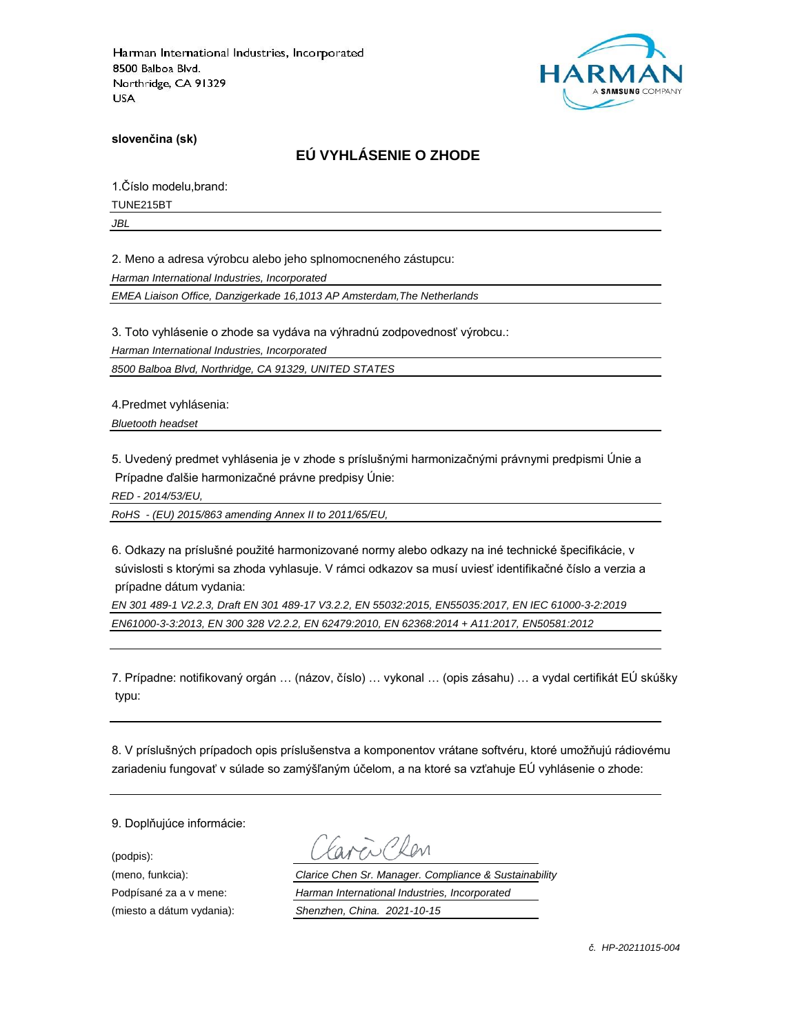Harman International Industries, Incorporated
8500 Balboa Blvd.
Northridge, CA 91329
USA

**slovenčina (sk)**

## EÚ VYHLÁSENIE O ZHODE

1.Číslo modelu,brand:

TUNE215BT

*JBL*

2. Meno a adresa výrobcu alebo jeho splnomocneného zástupcu:

*Harman International Industries, Incorporated*

*EMEA Liaison Office, Danzigerkade 16,1013 AP Amsterdam,The Netherlands*

3. Toto vyhlásenie o zhode sa vydáva na výhradnú zodpovednosť výrobcu.:

*Harman International Industries, Incorporated*

*8500 Balboa Blvd, Northridge, CA 91329, UNITED STATES*

4.Predmet vyhlásenia:

*Bluetooth headset*

5. Uvedený predmet vyhlásenia je v zhode s príslušnými harmonizačnými právnymi predpismi Únie a Prípadne ďalšie harmonizačné právne predpisy Únie:

*RED - 2014/53/EU,*

*RoHS - (EU) 2015/863 amending Annex II to 2011/65/EU,*

6. Odkazy na príslušné použité harmonizované normy alebo odkazy na iné technické špecifikácie, v súvislosti s ktorými sa zhoda vyhlasuje. V rámci odkazov sa musí uviesť identifikačné číslo a verzia a prípadne dátum vydania:

*EN 301 489-1 V2.2.3, Draft EN 301 489-17 V3.2.2, EN 55032:2015, EN55035:2017, EN IEC 61000-3-2:2019*

*EN61000-3-3:2013, EN 300 328 V2.2.2, EN 62479:2010, EN 62368:2014 + A11:2017, EN50581:2012*

7. Prípadne: notifikovaný orgán … (názov, číslo) … vykonal … (opis zásahu) … a vydal certifikát EÚ skúšky typu:

8. V príslušných prípadoch opis príslušenstva a komponentov vrátane softvéru, ktoré umožňujú rádiovému zariadeniu fungovať v súlade so zamýšľaným účelom, a na ktoré sa vzťahuje EÚ vyhlásenie o zhode:

9. Doplňujúce informácie:

(podpis): Clarice Chen

(meno, funkcia): *Clarice Chen Sr. Manager. Compliance & Sustainability*

Podpísané za a v mene: *Harman International Industries, Incorporated*

(miesto a dátum vydania): *Shenzhen, China. 2021-10-15*

*č. HP-20211015-004*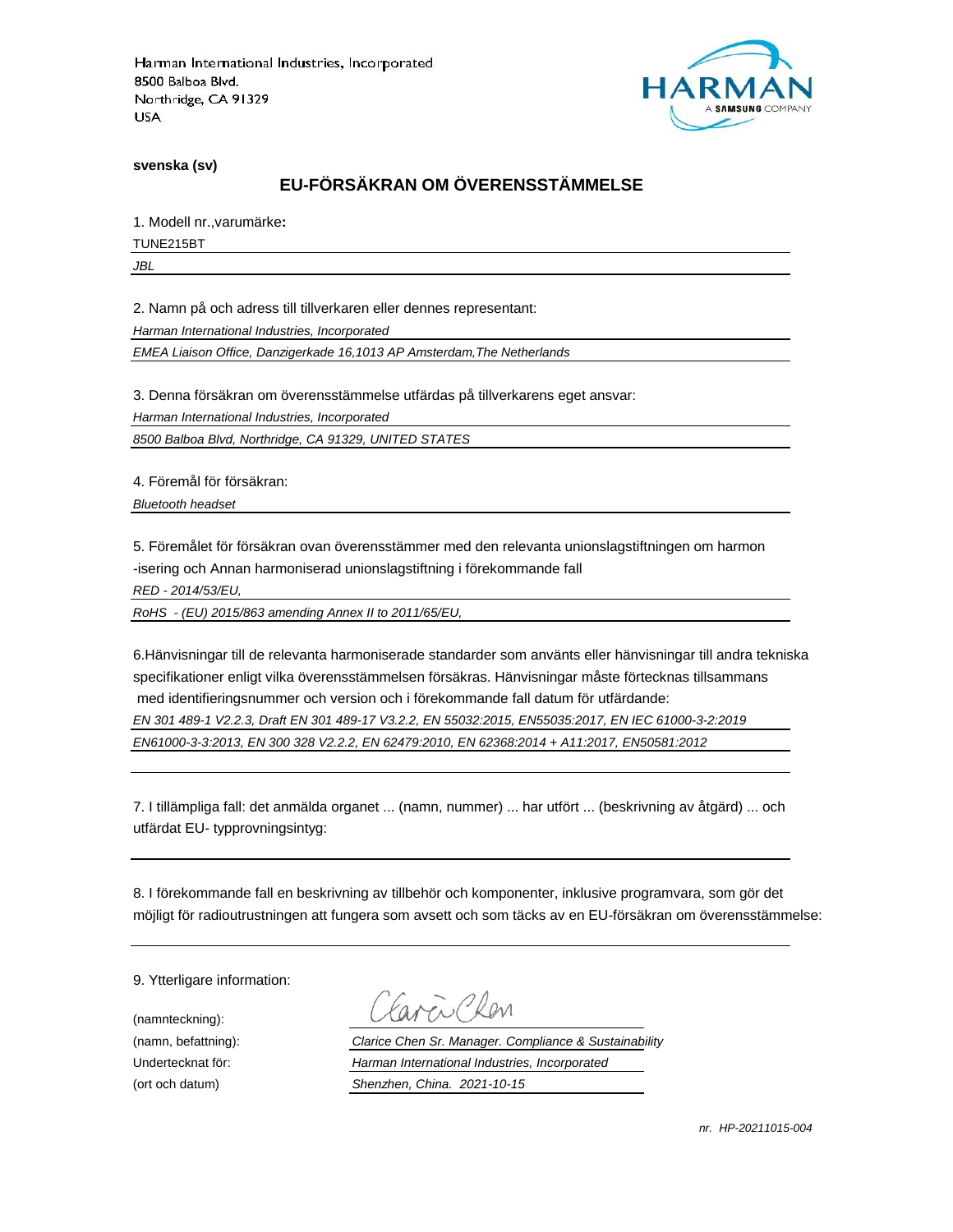Harman International Industries, Incorporated
8500 Balboa Blvd.
Northridge, CA 91329
USA

HARMAN
A SAMSUNG COMPANY

**svenska (sv)**

## EU-FÖRSÄKRAN OM ÖVERENSSTÄMMELSE

1. Modell nr.,varumärke**:**

TUNE215BT

*JBL*

2. Namn på och adress till tillverkaren eller dennes representant:

*Harman International Industries, Incorporated*

*EMEA Liaison Office, Danzigerkade 16,1013 AP Amsterdam,The Netherlands*

3. Denna försäkran om överensstämmelse utfärdas på tillverkarens eget ansvar:

*Harman International Industries, Incorporated*

*8500 Balboa Blvd, Northridge, CA 91329, UNITED STATES*

4. Föremål för försäkran:

*Bluetooth headset*

5. Föremålet för försäkran ovan överensstämmer med den relevanta unionslagstiftningen om harmon -isering och Annan harmoniserad unionslagstiftning i förekommande fall

*RED - 2014/53/EU,*

*RoHS - (EU) 2015/863 amending Annex II to 2011/65/EU,*

6.Hänvisningar till de relevanta harmoniserade standarder som använts eller hänvisningar till andra tekniska specifikationer enligt vilka överensstämmelsen försäkras. Hänvisningar måste förtecknas tillsammans med identifieringsnummer och version och i förekommande fall datum för utfärdande:

*EN 301 489-1 V2.2.3, Draft EN 301 489-17 V3.2.2, EN 55032:2015, EN55035:2017, EN IEC 61000-3-2:2019*

*EN61000-3-3:2013, EN 300 328 V2.2.2, EN 62479:2010, EN 62368:2014 + A11:2017, EN50581:2012*

7. I tillämpliga fall: det anmälda organet ... (namn, nummer) ... har utfört ... (beskrivning av åtgärd) ... och utfärdat EU- typprovningsintyg:

8. I förekommande fall en beskrivning av tillbehör och komponenter, inklusive programvara, som gör det möjligt för radioutrustningen att fungera som avsett och som täcks av en EU-försäkran om överensstämmelse:

9. Ytterligare information:

(namnteckning): Clarice Chen

(namn, befattning): *Clarice Chen Sr. Manager. Compliance & Sustainability*

Undertecknat för: *Harman International Industries, Incorporated*

(ort och datum) *Shenzhen, China. 2021-10-15*

*nr. HP-20211015-004*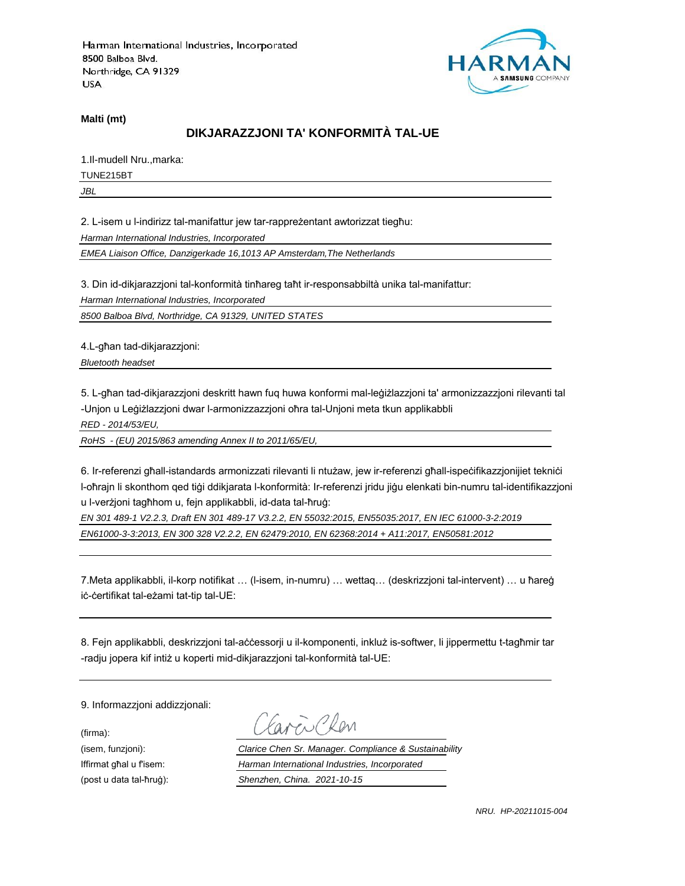Harman International Industries, Incorporated
8500 Balboa Blvd.
Northridge, CA 91329
USA

**Malti (mt)**

## DIKJARAZZJONI TA' KONFORMITÀ TAL-UE

1.Il-mudell Nru.,marka:

TUNE215BT

*JBL*

2. L-isem u l-indirizz tal-manifattur jew tar-rappreżentant awtorizzat tiegħu:

*Harman International Industries, Incorporated*

*EMEA Liaison Office, Danzigerkade 16,1013 AP Amsterdam,The Netherlands*

3. Din id-dikjarazzjoni tal-konformità tinħareg taħt ir-responsabbiltà unika tal-manifattur:

*Harman International Industries, Incorporated*

*8500 Balboa Blvd, Northridge, CA 91329, UNITED STATES*

4.L-għan tad-dikjarazzjoni:

*Bluetooth headset*

5. L-għan tad-dikjarazzjoni deskritt hawn fuq huwa konformi mal-leġiżlazzjoni ta' armonizzazzjoni rilevanti tal-Unjoni u Leġiżlazzjoni dwar l-armonizzazzjoni oħra tal-Unjoni meta tkun applikabbli

*RED - 2014/53/EU,*

*RoHS - (EU) 2015/863 amending Annex II to 2011/65/EU,*

6. Ir-referenzi għall-istandards armonizzati rilevanti li ntużaw, jew ir-referenzi għall-ispeċifikazzjonijiet tekniċi l-oħrajn li skonthom qed tiġi ddikjarata l-konformità: Ir-referenzi jridu jiġu elenkati bin-numru tal-identifikazzjoni u l-verżjoni tagħhom u, fejn applikabbli, id-data tal-ħruġ:

*EN 301 489-1 V2.2.3, Draft EN 301 489-17 V3.2.2, EN 55032:2015, EN55035:2017, EN IEC 61000-3-2:2019*

*EN61000-3-3:2013, EN 300 328 V2.2.2, EN 62479:2010, EN 62368:2014 + A11:2017, EN50581:2012*

7.Meta applikabbli, il-korp notifikat … (l-isem, in-numru) … wettaq… (deskrizzjoni tal-intervent) … u ħareġ iċ-ċertifikat tal-eżami tat-tip tal-UE:

8. Fejn applikabbli, deskrizzjoni tal-aċċessorji u il-komponenti, inkluż is-softwer, li jippermettu t-tagħmir tar-radju jopera kif intiż u koperti mid-dikjarazzjoni tal-konformità tal-UE:

9. Informazzjoni addizzjonali:

(firma):

(isem, funzjoni): *Clarice Chen Sr. Manager. Compliance & Sustainability*

Iffirmat għal u f'isem: *Harman International Industries, Incorporated*

(post u data tal-ħruġ): *Shenzhen, China. 2021-10-15*

*NRU. HP-20211015-004*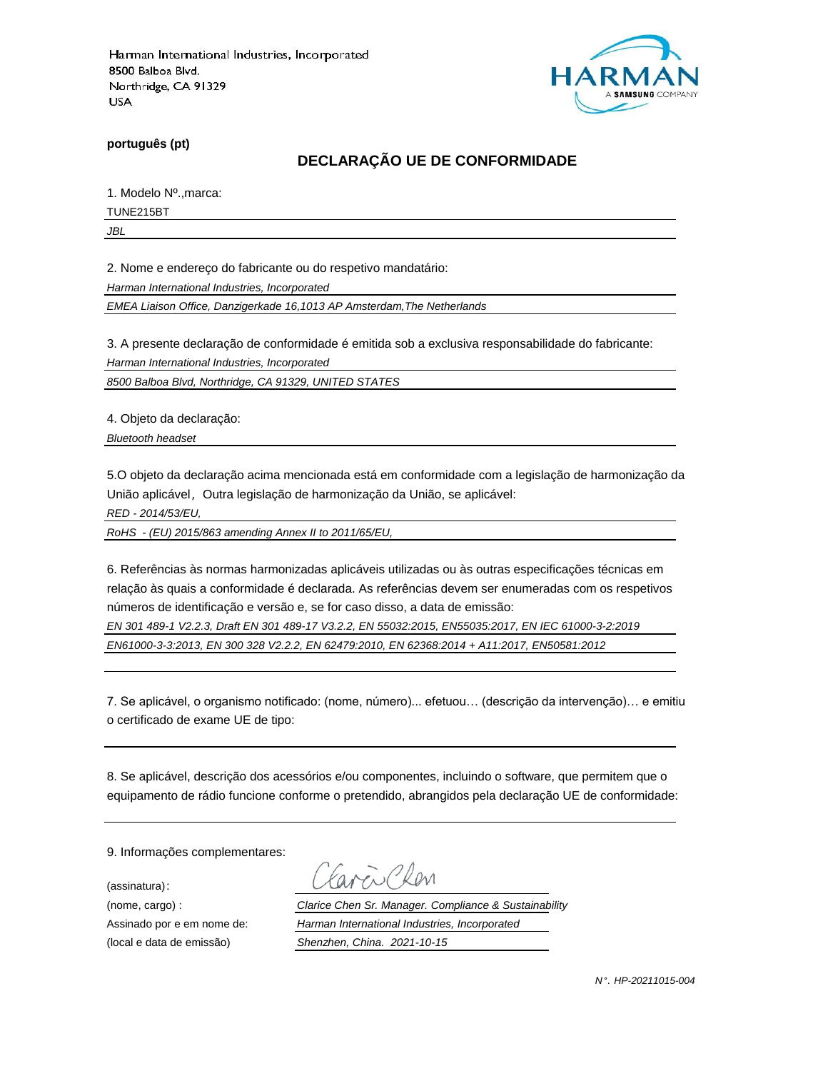Harman International Industries, Incorporated
8500 Balboa Blvd.
Northridge, CA 91329
USA

HARMAN
A SAMSUNG COMPANY

**português (pt)**

## DECLARAÇÃO UE DE CONFORMIDADE

1. Modelo Nº.,marca:

TUNE215BT

*JBL*

2. Nome e endereço do fabricante ou do respetivo mandatário:

*Harman International Industries, Incorporated*

*EMEA Liaison Office, Danzigerkade 16,1013 AP Amsterdam,The Netherlands*

3. A presente declaração de conformidade é emitida sob a exclusiva responsabilidade do fabricante:

*Harman International Industries, Incorporated*

*8500 Balboa Blvd, Northridge, CA 91329, UNITED STATES*

4. Objeto da declaração:

*Bluetooth headset*

5.O objeto da declaração acima mencionada está em conformidade com a legislação de harmonização da União aplicável，Outra legislação de harmonização da União, se aplicável:

*RED - 2014/53/EU,*

*RoHS - (EU) 2015/863 amending Annex II to 2011/65/EU,*

6. Referências às normas harmonizadas aplicáveis utilizadas ou às outras especificações técnicas em relação às quais a conformidade é declarada. As referências devem ser enumeradas com os respetivos números de identificação e versão e, se for caso disso, a data de emissão:

*EN 301 489-1 V2.2.3, Draft EN 301 489-17 V3.2.2, EN 55032:2015, EN55035:2017, EN IEC 61000-3-2:2019*

*EN61000-3-3:2013, EN 300 328 V2.2.2, EN 62479:2010, EN 62368:2014 + A11:2017, EN50581:2012*

7. Se aplicável, o organismo notificado: (nome, número)... efetuou… (descrição da intervenção)… e emitiu o certificado de exame UE de tipo:

8. Se aplicável, descrição dos acessórios e/ou componentes, incluindo o software, que permitem que o equipamento de rádio funcione conforme o pretendido, abrangidos pela declaração UE de conformidade:

9. Informações complementares:

(assinatura):

(nome, cargo) : *Clarice Chen Sr. Manager. Compliance & Sustainability*

Assinado por e em nome de: *Harman International Industries, Incorporated*

(local e data de emissão) *Shenzhen, China. 2021-10-15*

*N°. HP-20211015-004*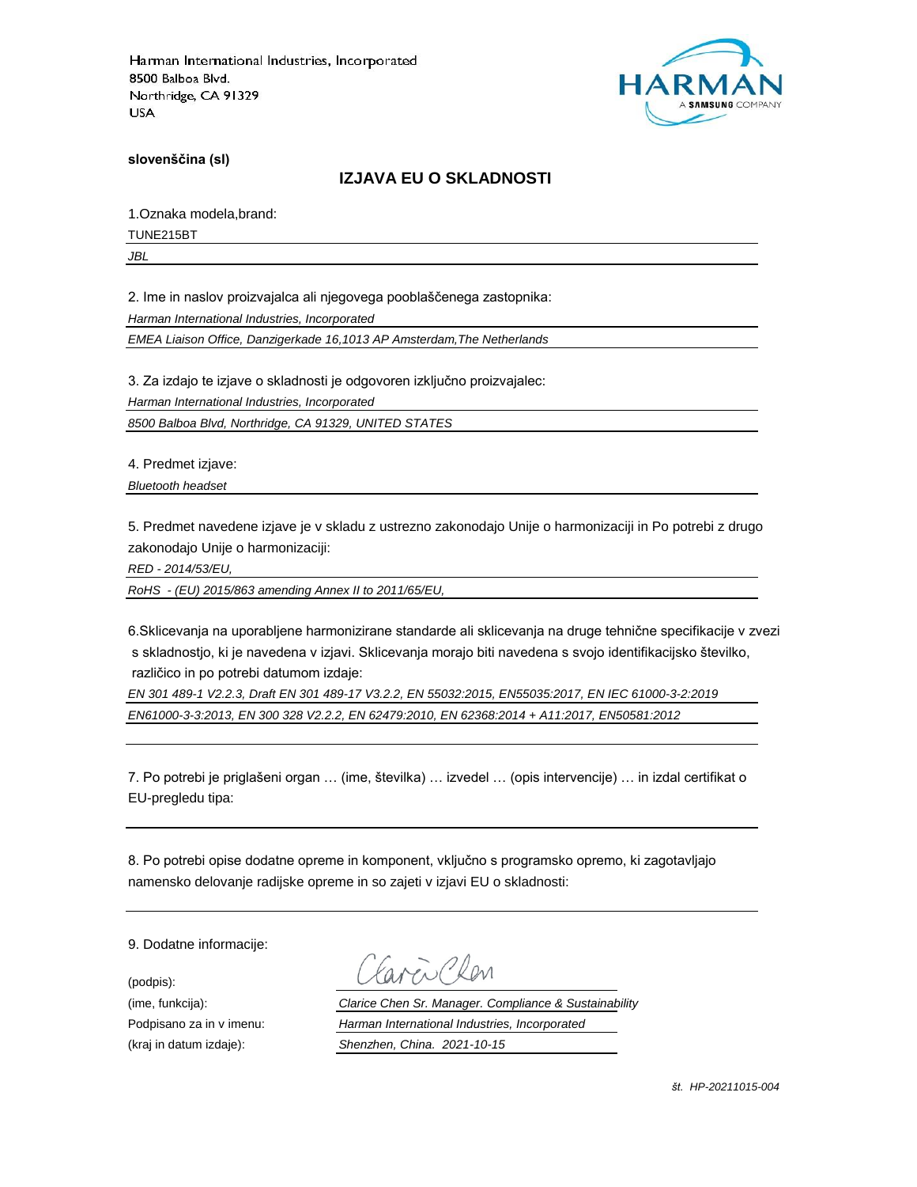Harman International Industries, Incorporated
8500 Balboa Blvd.
Northridge, CA 91329
USA

HARMAN
A SAMSUNG COMPANY

**slovenščina (sl)**

## IZJAVA EU O SKLADNOSTI

1.Oznaka modela,brand:

TUNE215BT

*JBL*

2. Ime in naslov proizvajalca ali njegovega pooblaščenega zastopnika:

*Harman International Industries, Incorporated*

*EMEA Liaison Office, Danzigerkade 16,1013 AP Amsterdam,The Netherlands*

3. Za izdajo te izjave o skladnosti je odgovoren izključno proizvajalec:

*Harman International Industries, Incorporated*

*8500 Balboa Blvd, Northridge, CA 91329, UNITED STATES*

4. Predmet izjave:

*Bluetooth headset*

5. Predmet navedene izjave je v skladu z ustrezno zakonodajo Unije o harmonizaciji in Po potrebi z drugo zakonodajo Unije o harmonizaciji:

*RED - 2014/53/EU,*

*RoHS - (EU) 2015/863 amending Annex II to 2011/65/EU,*

6.Sklicevanja na uporabljene harmonizirane standarde ali sklicevanja na druge tehnične specifikacije v zvezi s skladnostjo, ki je navedena v izjavi. Sklicevanja morajo biti navedena s svojo identifikacijsko številko, različico in po potrebi datumom izdaje:

*EN 301 489-1 V2.2.3, Draft EN 301 489-17 V3.2.2, EN 55032:2015, EN55035:2017, EN IEC 61000-3-2:2019*

*EN61000-3-3:2013, EN 300 328 V2.2.2, EN 62479:2010, EN 62368:2014 + A11:2017, EN50581:2012*

7. Po potrebi je priglašeni organ … (ime, številka) … izvedel … (opis intervencije) … in izdal certifikat o EU-pregledu tipa:

8. Po potrebi opise dodatne opreme in komponent, vključno s programsko opremo, ki zagotavljajo namensko delovanje radijske opreme in so zajeti v izjavi EU o skladnosti:

9. Dodatne informacije:

(podpis): Clarice Chen

(ime, funkcija): *Clarice Chen Sr. Manager. Compliance & Sustainability*

Podpisano za in v imenu: *Harman International Industries, Incorporated*

(kraj in datum izdaje): *Shenzhen, China. 2021-10-15*

*št. HP-20211015-004*